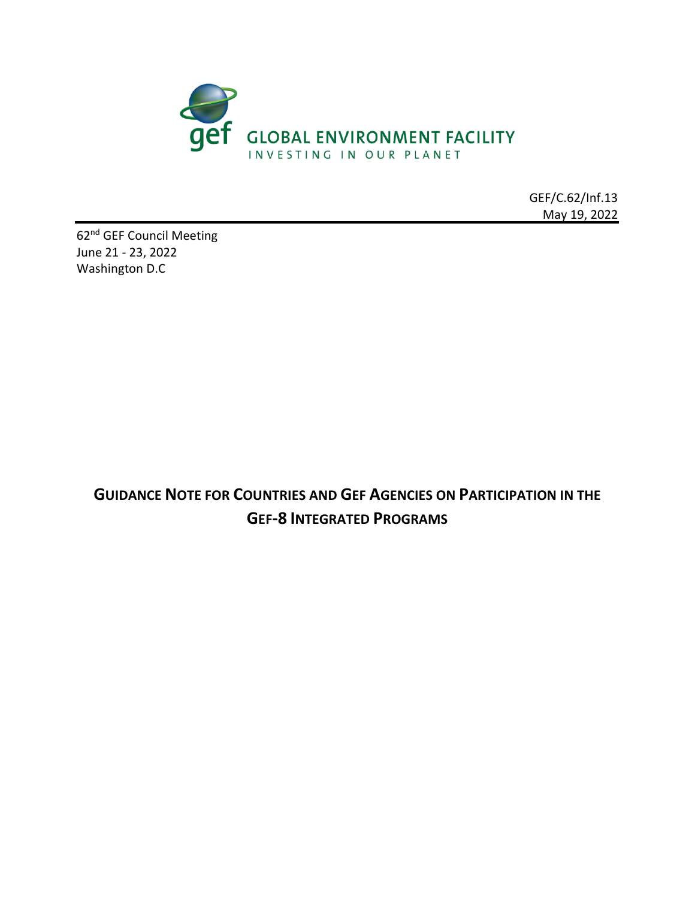GLOBAL ENVIRONMENT FACILITY

INVESTING IN OUR PLANET

GEF/C.62/Inf.13
May 19, 2022

62nd GEF Council Meeting
June 21 - 23, 2022
Washington D.C

# GUIDANCE NOTE FOR COUNTRIES AND GEF AGENCIES ON PARTICIPATION IN THE GEF-8 INTEGRATED PROGRAMS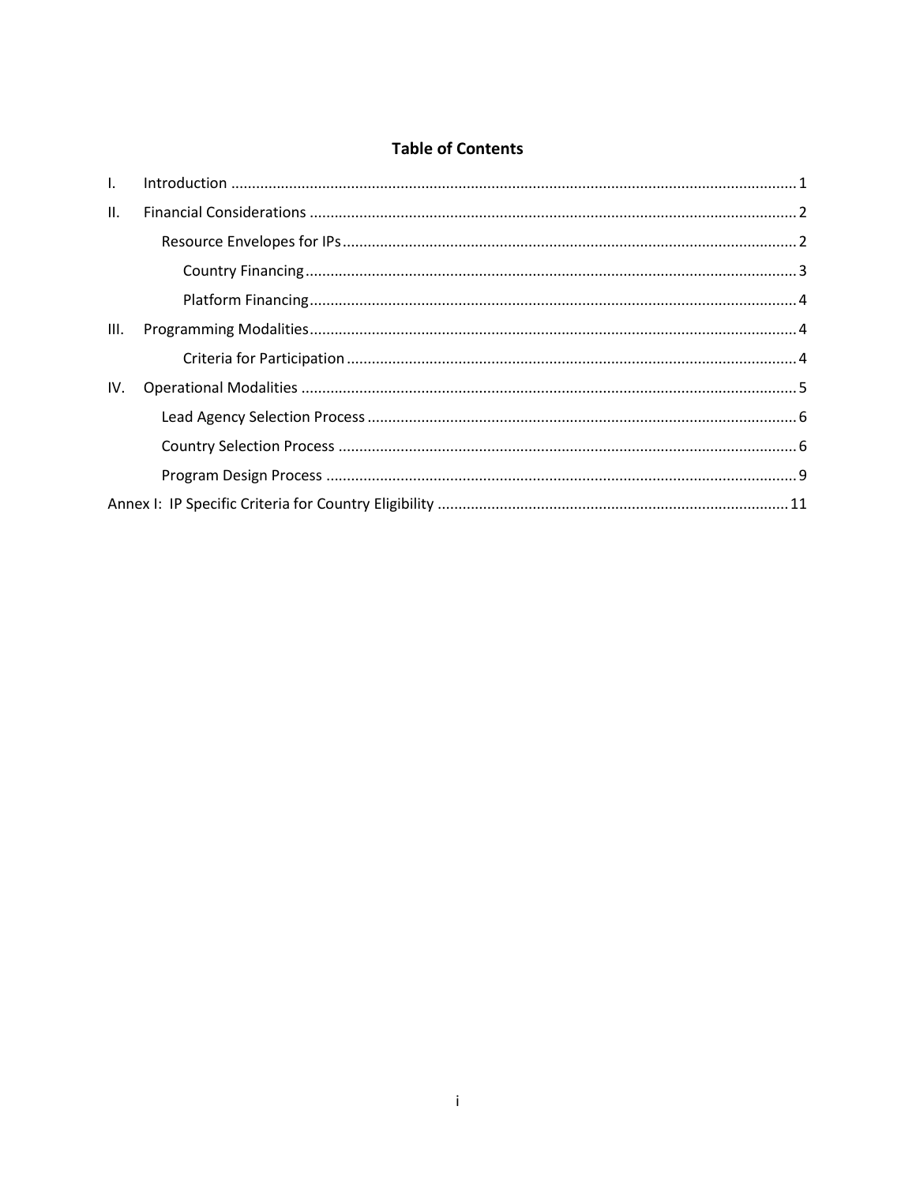**Table of Contents**

- I. Introduction ........................................................................................................................................ 1
- II. Financial Considerations ..................................................................................................................... 2
  - Resource Envelopes for IPs ............................................................................................................. 2
    - Country Financing ...................................................................................................................... 3
    - Platform Financing ..................................................................................................................... 4
- III. Programming Modalities ..................................................................................................................... 4
    - Criteria for Participation ............................................................................................................ 4
- IV. Operational Modalities ....................................................................................................................... 5
  - Lead Agency Selection Process ....................................................................................................... 6
  - Country Selection Process .............................................................................................................. 6
  - Program Design Process ................................................................................................................. 9
- Annex I: IP Specific Criteria for Country Eligibility .................................................................................... 11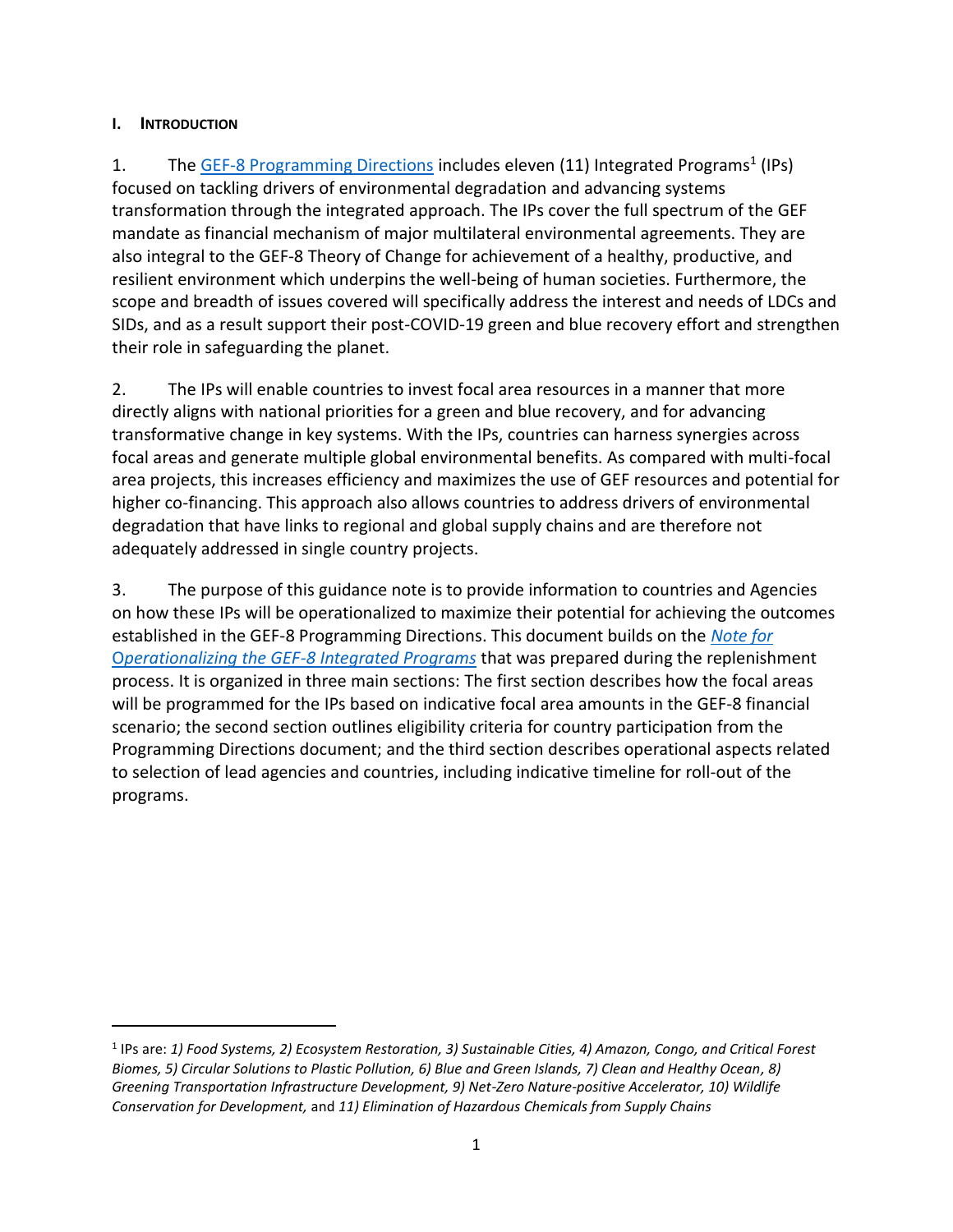## I. INTRODUCTION

1. The [GEF-8 Programming Directions](#) includes eleven (11) Integrated Programs[1] (IPs) focused on tackling drivers of environmental degradation and advancing systems transformation through the integrated approach. The IPs cover the full spectrum of the GEF mandate as financial mechanism of major multilateral environmental agreements. They are also integral to the GEF-8 Theory of Change for achievement of a healthy, productive, and resilient environment which underpins the well-being of human societies. Furthermore, the scope and breadth of issues covered will specifically address the interest and needs of LDCs and SIDs, and as a result support their post-COVID-19 green and blue recovery effort and strengthen their role in safeguarding the planet.

2. The IPs will enable countries to invest focal area resources in a manner that more directly aligns with national priorities for a green and blue recovery, and for advancing transformative change in key systems. With the IPs, countries can harness synergies across focal areas and generate multiple global environmental benefits. As compared with multi-focal area projects, this increases efficiency and maximizes the use of GEF resources and potential for higher co-financing. This approach also allows countries to address drivers of environmental degradation that have links to regional and global supply chains and are therefore not adequately addressed in single country projects.

3. The purpose of this guidance note is to provide information to countries and Agencies on how these IPs will be operationalized to maximize their potential for achieving the outcomes established in the GEF-8 Programming Directions. This document builds on the [*Note for Operationalizing the GEF-8 Integrated Programs*](#) that was prepared during the replenishment process. It is organized in three main sections: The first section describes how the focal areas will be programmed for the IPs based on indicative focal area amounts in the GEF-8 financial scenario; the second section outlines eligibility criteria for country participation from the Programming Directions document; and the third section describes operational aspects related to selection of lead agencies and countries, including indicative timeline for roll-out of the programs.

---

[1] IPs are: *1) Food Systems, 2) Ecosystem Restoration, 3) Sustainable Cities, 4) Amazon, Congo, and Critical Forest Biomes, 5) Circular Solutions to Plastic Pollution, 6) Blue and Green Islands, 7) Clean and Healthy Ocean, 8) Greening Transportation Infrastructure Development, 9) Net-Zero Nature-positive Accelerator, 10) Wildlife Conservation for Development,* and *11) Elimination of Hazardous Chemicals from Supply Chains*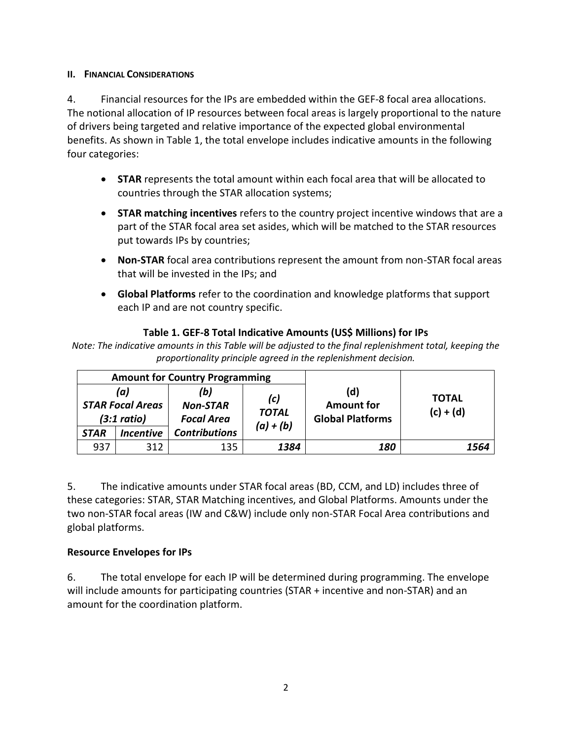## II. Financial Considerations

4. Financial resources for the IPs are embedded within the GEF-8 focal area allocations. The notional allocation of IP resources between focal areas is largely proportional to the nature of drivers being targeted and relative importance of the expected global environmental benefits. As shown in Table 1, the total envelope includes indicative amounts in the following four categories:

- **STAR** represents the total amount within each focal area that will be allocated to countries through the STAR allocation systems;
- **STAR matching incentives** refers to the country project incentive windows that are a part of the STAR focal area set asides, which will be matched to the STAR resources put towards IPs by countries;
- **Non-STAR** focal area contributions represent the amount from non-STAR focal areas that will be invested in the IPs; and
- **Global Platforms** refer to the coordination and knowledge platforms that support each IP and are not country specific.

**Table 1. GEF-8 Total Indicative Amounts (US$ Millions) for IPs**

*Note: The indicative amounts in this Table will be adjusted to the final replenishment total, keeping the proportionality principle agreed in the replenishment decision.*

| **Amount for Country Programming** | | | | **(d) Amount for Global Platforms** | **TOTAL (c) + (d)** |
|---|---|---|---|---|---|
| ***(a) STAR Focal Areas (3:1 ratio)*** | | ***(b) Non-STAR Focal Area Contributions*** | ***(c) TOTAL (a) + (b)*** | | |
| ***STAR*** | ***Incentive*** | | | | |
| 937 | 312 | 135 | ***1384*** | ***180*** | ***1564*** |

5. The indicative amounts under STAR focal areas (BD, CCM, and LD) includes three of these categories: STAR, STAR Matching incentives, and Global Platforms. Amounts under the two non-STAR focal areas (IW and C&W) include only non-STAR Focal Area contributions and global platforms.

### Resource Envelopes for IPs

6. The total envelope for each IP will be determined during programming. The envelope will include amounts for participating countries (STAR + incentive and non-STAR) and an amount for the coordination platform.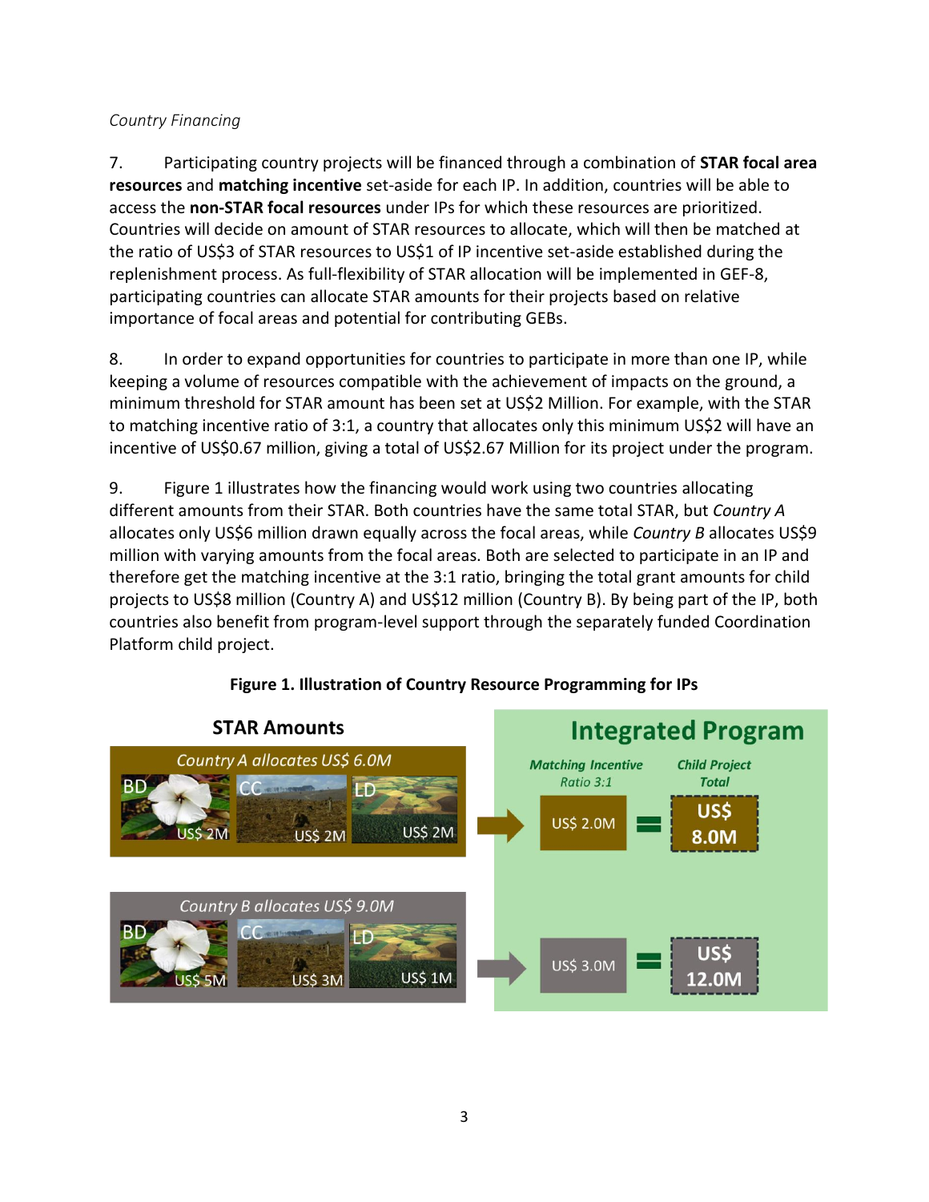*Country Financing*

7. Participating country projects will be financed through a combination of **STAR focal area resources** and **matching incentive** set-aside for each IP. In addition, countries will be able to access the **non-STAR focal resources** under IPs for which these resources are prioritized. Countries will decide on amount of STAR resources to allocate, which will then be matched at the ratio of US$3 of STAR resources to US$1 of IP incentive set-aside established during the replenishment process. As full-flexibility of STAR allocation will be implemented in GEF-8, participating countries can allocate STAR amounts for their projects based on relative importance of focal areas and potential for contributing GEBs.

8. In order to expand opportunities for countries to participate in more than one IP, while keeping a volume of resources compatible with the achievement of impacts on the ground, a minimum threshold for STAR amount has been set at US$2 Million. For example, with the STAR to matching incentive ratio of 3:1, a country that allocates only this minimum US$2 will have an incentive of US$0.67 million, giving a total of US$2.67 Million for its project under the program.

9. Figure 1 illustrates how the financing would work using two countries allocating different amounts from their STAR. Both countries have the same total STAR, but *Country A* allocates only US$6 million drawn equally across the focal areas, while *Country B* allocates US$9 million with varying amounts from the focal areas. Both are selected to participate in an IP and therefore get the matching incentive at the 3:1 ratio, bringing the total grant amounts for child projects to US$8 million (Country A) and US$12 million (Country B). By being part of the IP, both countries also benefit from program-level support through the separately funded Coordination Platform child project.

**Figure 1. Illustration of Country Resource Programming for IPs**

| STAR Amounts | | | | Integrated Program | |
|---|---|---|---|---|---|
| | BD | CC | LD | Matching Incentive Ratio 3:1 | Child Project Total |
| *Country A allocates US$ 6.0M* | US$ 2M | US$ 2M | US$ 2M | US$ 2.0M | US$ 8.0M |
| *Country B allocates US$ 9.0M* | US$ 5M | US$ 3M | US$ 1M | US$ 3.0M | US$ 12.0M |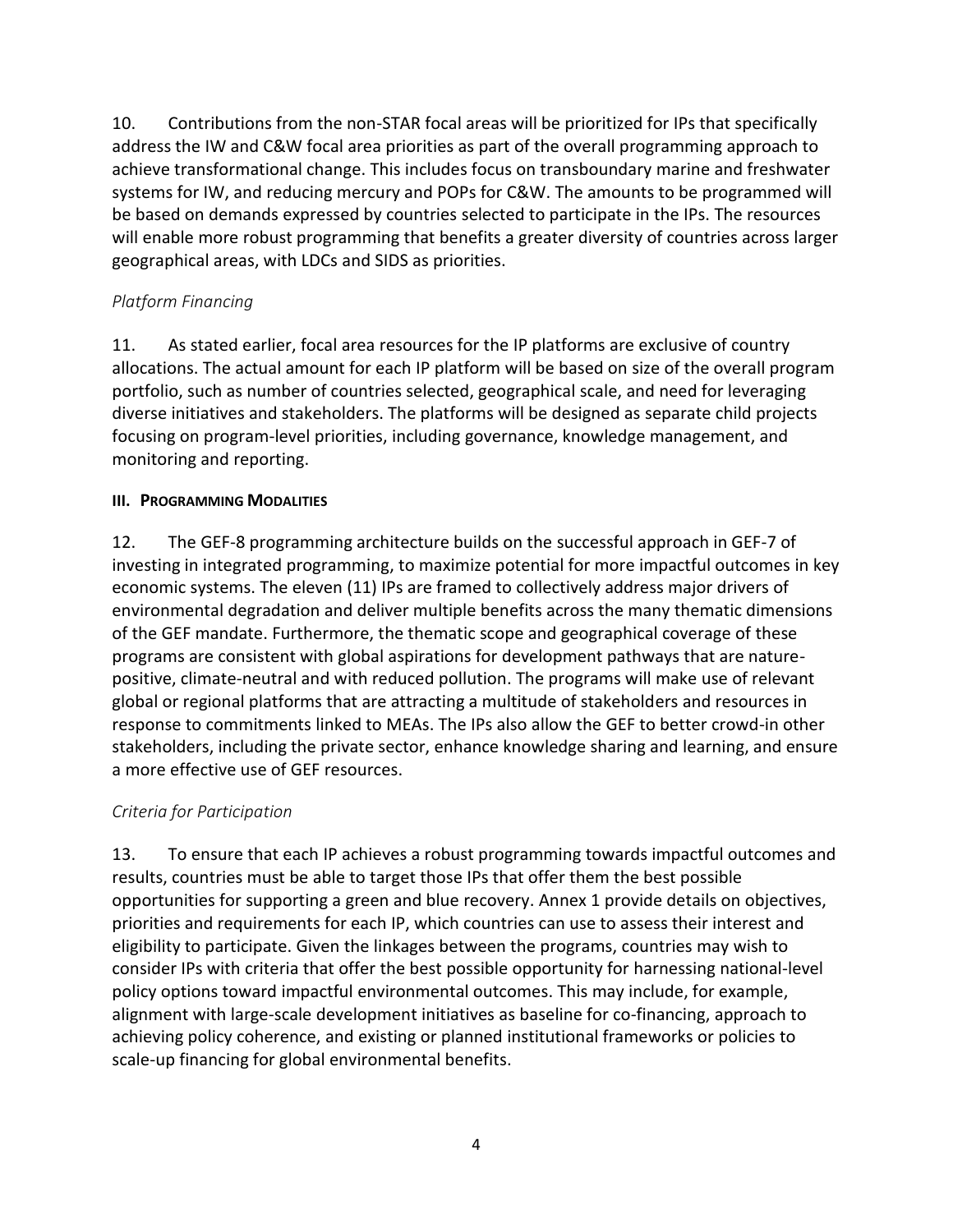10. Contributions from the non-STAR focal areas will be prioritized for IPs that specifically address the IW and C&W focal area priorities as part of the overall programming approach to achieve transformational change. This includes focus on transboundary marine and freshwater systems for IW, and reducing mercury and POPs for C&W. The amounts to be programmed will be based on demands expressed by countries selected to participate in the IPs. The resources will enable more robust programming that benefits a greater diversity of countries across larger geographical areas, with LDCs and SIDS as priorities.

*Platform Financing*

11. As stated earlier, focal area resources for the IP platforms are exclusive of country allocations. The actual amount for each IP platform will be based on size of the overall program portfolio, such as number of countries selected, geographical scale, and need for leveraging diverse initiatives and stakeholders. The platforms will be designed as separate child projects focusing on program-level priorities, including governance, knowledge management, and monitoring and reporting.

## III. PROGRAMMING MODALITIES

12. The GEF-8 programming architecture builds on the successful approach in GEF-7 of investing in integrated programming, to maximize potential for more impactful outcomes in key economic systems. The eleven (11) IPs are framed to collectively address major drivers of environmental degradation and deliver multiple benefits across the many thematic dimensions of the GEF mandate. Furthermore, the thematic scope and geographical coverage of these programs are consistent with global aspirations for development pathways that are nature-positive, climate-neutral and with reduced pollution. The programs will make use of relevant global or regional platforms that are attracting a multitude of stakeholders and resources in response to commitments linked to MEAs. The IPs also allow the GEF to better crowd-in other stakeholders, including the private sector, enhance knowledge sharing and learning, and ensure a more effective use of GEF resources.

*Criteria for Participation*

13. To ensure that each IP achieves a robust programming towards impactful outcomes and results, countries must be able to target those IPs that offer them the best possible opportunities for supporting a green and blue recovery. Annex 1 provide details on objectives, priorities and requirements for each IP, which countries can use to assess their interest and eligibility to participate. Given the linkages between the programs, countries may wish to consider IPs with criteria that offer the best possible opportunity for harnessing national-level policy options toward impactful environmental outcomes. This may include, for example, alignment with large-scale development initiatives as baseline for co-financing, approach to achieving policy coherence, and existing or planned institutional frameworks or policies to scale-up financing for global environmental benefits.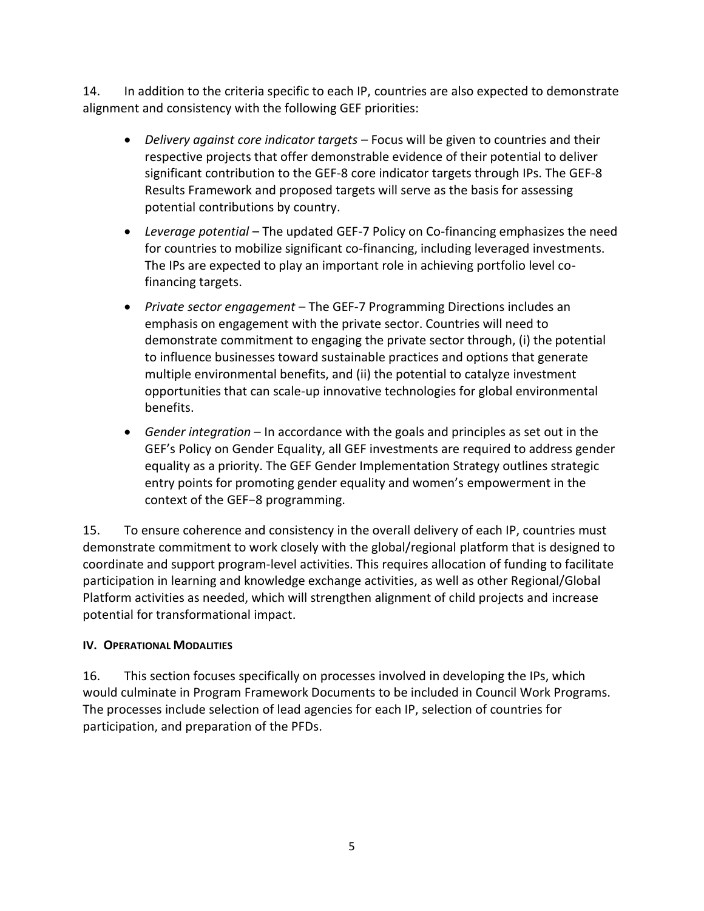14. In addition to the criteria specific to each IP, countries are also expected to demonstrate alignment and consistency with the following GEF priorities:

- *Delivery against core indicator targets* – Focus will be given to countries and their respective projects that offer demonstrable evidence of their potential to deliver significant contribution to the GEF-8 core indicator targets through IPs. The GEF-8 Results Framework and proposed targets will serve as the basis for assessing potential contributions by country.
- *Leverage potential* – The updated GEF-7 Policy on Co-financing emphasizes the need for countries to mobilize significant co-financing, including leveraged investments. The IPs are expected to play an important role in achieving portfolio level co-financing targets.
- *Private sector engagement* – The GEF-7 Programming Directions includes an emphasis on engagement with the private sector. Countries will need to demonstrate commitment to engaging the private sector through, (i) the potential to influence businesses toward sustainable practices and options that generate multiple environmental benefits, and (ii) the potential to catalyze investment opportunities that can scale-up innovative technologies for global environmental benefits.
- *Gender integration* – In accordance with the goals and principles as set out in the GEF's Policy on Gender Equality, all GEF investments are required to address gender equality as a priority. The GEF Gender Implementation Strategy outlines strategic entry points for promoting gender equality and women's empowerment in the context of the GEF−8 programming.

15. To ensure coherence and consistency in the overall delivery of each IP, countries must demonstrate commitment to work closely with the global/regional platform that is designed to coordinate and support program-level activities. This requires allocation of funding to facilitate participation in learning and knowledge exchange activities, as well as other Regional/Global Platform activities as needed, which will strengthen alignment of child projects and increase potential for transformational impact.

## IV. Operational Modalities

16. This section focuses specifically on processes involved in developing the IPs, which would culminate in Program Framework Documents to be included in Council Work Programs. The processes include selection of lead agencies for each IP, selection of countries for participation, and preparation of the PFDs.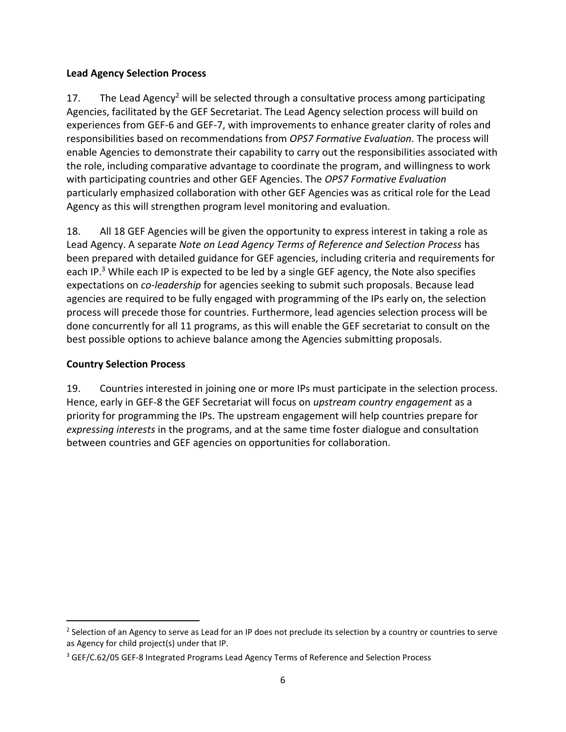**Lead Agency Selection Process**

17. The Lead Agency[2] will be selected through a consultative process among participating Agencies, facilitated by the GEF Secretariat. The Lead Agency selection process will build on experiences from GEF-6 and GEF-7, with improvements to enhance greater clarity of roles and responsibilities based on recommendations from *OPS7 Formative Evaluation*. The process will enable Agencies to demonstrate their capability to carry out the responsibilities associated with the role, including comparative advantage to coordinate the program, and willingness to work with participating countries and other GEF Agencies. The *OPS7 Formative Evaluation* particularly emphasized collaboration with other GEF Agencies was as critical role for the Lead Agency as this will strengthen program level monitoring and evaluation.

18. All 18 GEF Agencies will be given the opportunity to express interest in taking a role as Lead Agency. A separate *Note on Lead Agency Terms of Reference and Selection Process* has been prepared with detailed guidance for GEF agencies, including criteria and requirements for each IP.[3] While each IP is expected to be led by a single GEF agency, the Note also specifies expectations on *co-leadership* for agencies seeking to submit such proposals. Because lead agencies are required to be fully engaged with programming of the IPs early on, the selection process will precede those for countries. Furthermore, lead agencies selection process will be done concurrently for all 11 programs, as this will enable the GEF secretariat to consult on the best possible options to achieve balance among the Agencies submitting proposals.

**Country Selection Process**

19. Countries interested in joining one or more IPs must participate in the selection process. Hence, early in GEF-8 the GEF Secretariat will focus on *upstream country engagement* as a priority for programming the IPs. The upstream engagement will help countries prepare for *expressing interests* in the programs, and at the same time foster dialogue and consultation between countries and GEF agencies on opportunities for collaboration.

[2] Selection of an Agency to serve as Lead for an IP does not preclude its selection by a country or countries to serve as Agency for child project(s) under that IP.

[3] GEF/C.62/05 GEF-8 Integrated Programs Lead Agency Terms of Reference and Selection Process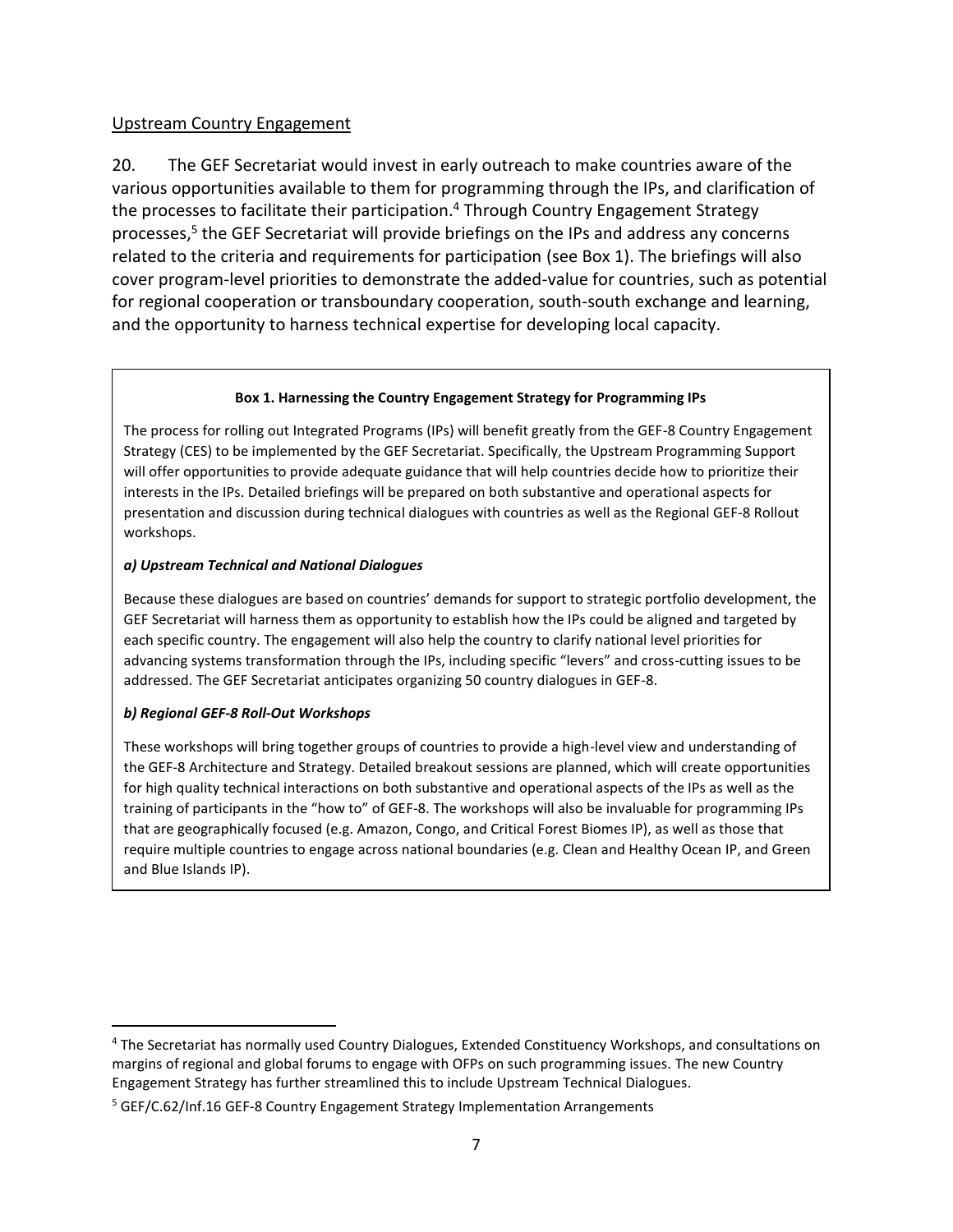Upstream Country Engagement

20. The GEF Secretariat would invest in early outreach to make countries aware of the various opportunities available to them for programming through the IPs, and clarification of the processes to facilitate their participation.[4] Through Country Engagement Strategy processes,[5] the GEF Secretariat will provide briefings on the IPs and address any concerns related to the criteria and requirements for participation (see Box 1). The briefings will also cover program-level priorities to demonstrate the added-value for countries, such as potential for regional cooperation or transboundary cooperation, south-south exchange and learning, and the opportunity to harness technical expertise for developing local capacity.

**Box 1. Harnessing the Country Engagement Strategy for Programming IPs**

The process for rolling out Integrated Programs (IPs) will benefit greatly from the GEF-8 Country Engagement Strategy (CES) to be implemented by the GEF Secretariat. Specifically, the Upstream Programming Support will offer opportunities to provide adequate guidance that will help countries decide how to prioritize their interests in the IPs. Detailed briefings will be prepared on both substantive and operational aspects for presentation and discussion during technical dialogues with countries as well as the Regional GEF-8 Rollout workshops.

***a) Upstream Technical and National Dialogues***

Because these dialogues are based on countries' demands for support to strategic portfolio development, the GEF Secretariat will harness them as opportunity to establish how the IPs could be aligned and targeted by each specific country. The engagement will also help the country to clarify national level priorities for advancing systems transformation through the IPs, including specific "levers" and cross-cutting issues to be addressed. The GEF Secretariat anticipates organizing 50 country dialogues in GEF-8.

***b) Regional GEF-8 Roll-Out Workshops***

These workshops will bring together groups of countries to provide a high-level view and understanding of the GEF-8 Architecture and Strategy. Detailed breakout sessions are planned, which will create opportunities for high quality technical interactions on both substantive and operational aspects of the IPs as well as the training of participants in the "how to" of GEF-8. The workshops will also be invaluable for programming IPs that are geographically focused (e.g. Amazon, Congo, and Critical Forest Biomes IP), as well as those that require multiple countries to engage across national boundaries (e.g. Clean and Healthy Ocean IP, and Green and Blue Islands IP).

---

[4] The Secretariat has normally used Country Dialogues, Extended Constituency Workshops, and consultations on margins of regional and global forums to engage with OFPs on such programming issues. The new Country Engagement Strategy has further streamlined this to include Upstream Technical Dialogues.

[5] GEF/C.62/Inf.16 GEF-8 Country Engagement Strategy Implementation Arrangements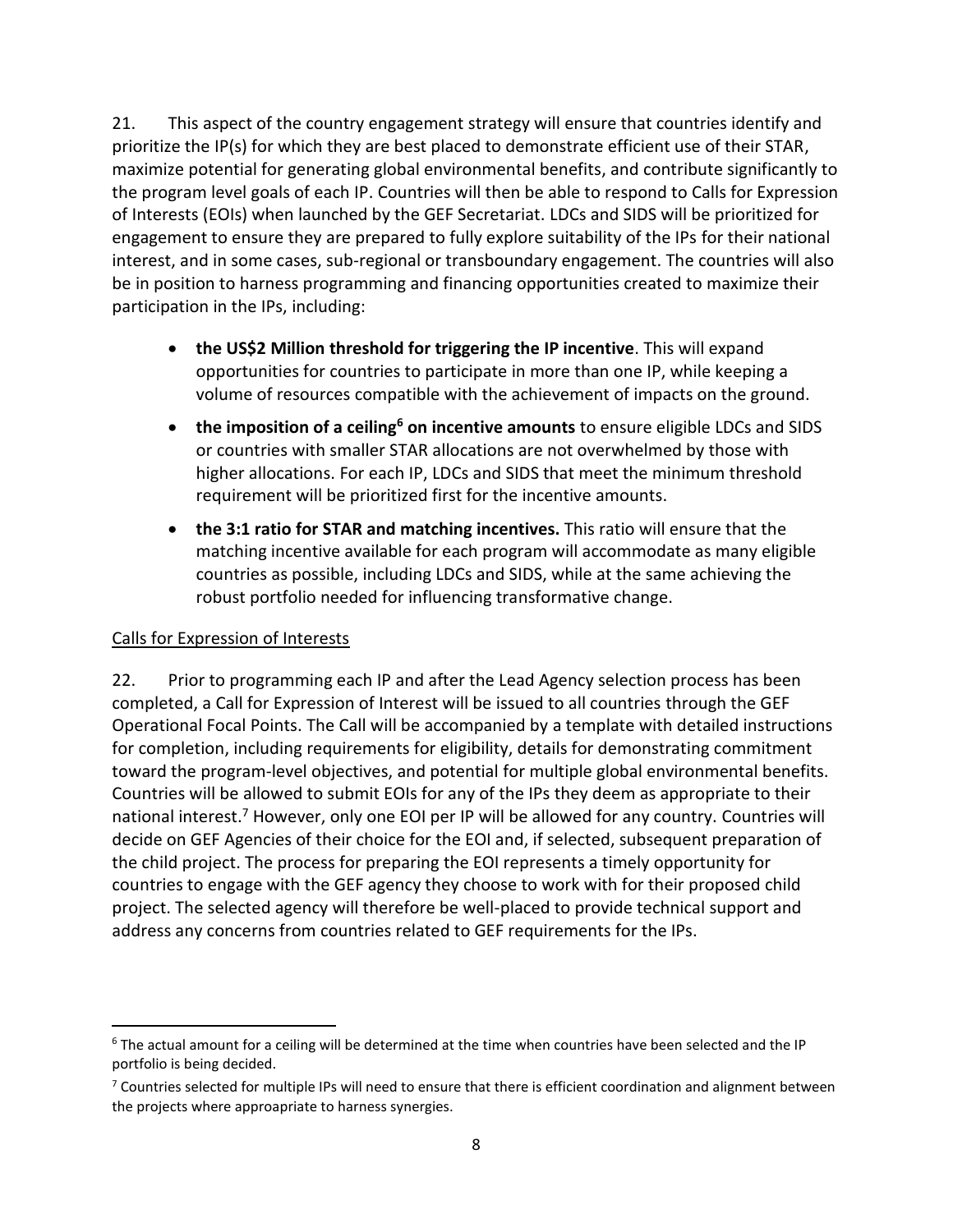21. This aspect of the country engagement strategy will ensure that countries identify and prioritize the IP(s) for which they are best placed to demonstrate efficient use of their STAR, maximize potential for generating global environmental benefits, and contribute significantly to the program level goals of each IP. Countries will then be able to respond to Calls for Expression of Interests (EOIs) when launched by the GEF Secretariat. LDCs and SIDS will be prioritized for engagement to ensure they are prepared to fully explore suitability of the IPs for their national interest, and in some cases, sub-regional or transboundary engagement. The countries will also be in position to harness programming and financing opportunities created to maximize their participation in the IPs, including:

- **the US$2 Million threshold for triggering the IP incentive**. This will expand opportunities for countries to participate in more than one IP, while keeping a volume of resources compatible with the achievement of impacts on the ground.
- **the imposition of a ceiling[6] on incentive amounts** to ensure eligible LDCs and SIDS or countries with smaller STAR allocations are not overwhelmed by those with higher allocations. For each IP, LDCs and SIDS that meet the minimum threshold requirement will be prioritized first for the incentive amounts.
- **the 3:1 ratio for STAR and matching incentives.** This ratio will ensure that the matching incentive available for each program will accommodate as many eligible countries as possible, including LDCs and SIDS, while at the same achieving the robust portfolio needed for influencing transformative change.

Calls for Expression of Interests

22. Prior to programming each IP and after the Lead Agency selection process has been completed, a Call for Expression of Interest will be issued to all countries through the GEF Operational Focal Points. The Call will be accompanied by a template with detailed instructions for completion, including requirements for eligibility, details for demonstrating commitment toward the program-level objectives, and potential for multiple global environmental benefits. Countries will be allowed to submit EOIs for any of the IPs they deem as appropriate to their national interest.[7] However, only one EOI per IP will be allowed for any country. Countries will decide on GEF Agencies of their choice for the EOI and, if selected, subsequent preparation of the child project. The process for preparing the EOI represents a timely opportunity for countries to engage with the GEF agency they choose to work with for their proposed child project. The selected agency will therefore be well-placed to provide technical support and address any concerns from countries related to GEF requirements for the IPs.

---

[6] The actual amount for a ceiling will be determined at the time when countries have been selected and the IP portfolio is being decided.

[7] Countries selected for multiple IPs will need to ensure that there is efficient coordination and alignment between the projects where approapriate to harness synergies.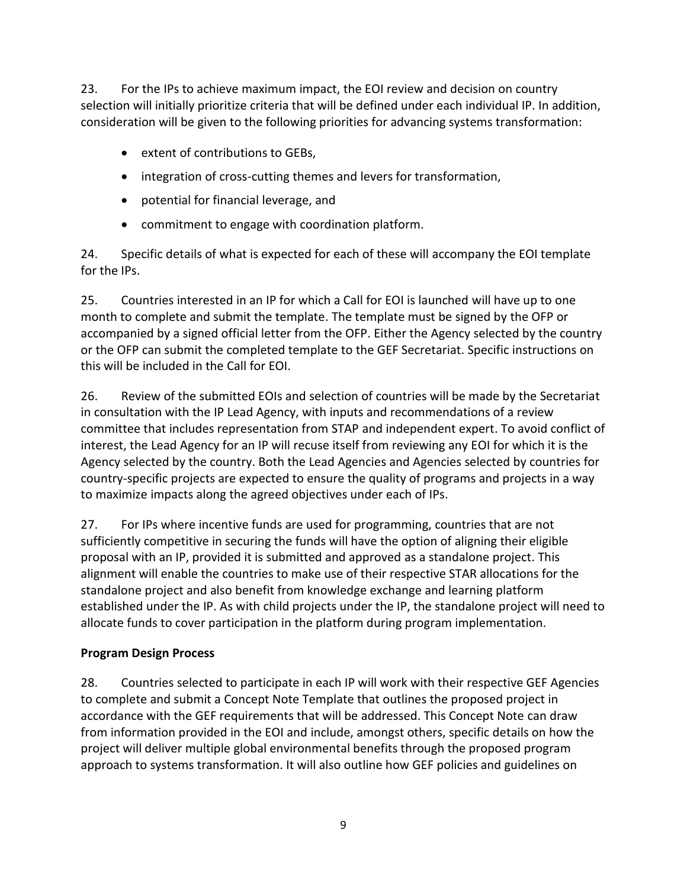23. For the IPs to achieve maximum impact, the EOI review and decision on country selection will initially prioritize criteria that will be defined under each individual IP. In addition, consideration will be given to the following priorities for advancing systems transformation:

- extent of contributions to GEBs,
- integration of cross-cutting themes and levers for transformation,
- potential for financial leverage, and
- commitment to engage with coordination platform.

24. Specific details of what is expected for each of these will accompany the EOI template for the IPs.

25. Countries interested in an IP for which a Call for EOI is launched will have up to one month to complete and submit the template. The template must be signed by the OFP or accompanied by a signed official letter from the OFP. Either the Agency selected by the country or the OFP can submit the completed template to the GEF Secretariat. Specific instructions on this will be included in the Call for EOI.

26. Review of the submitted EOIs and selection of countries will be made by the Secretariat in consultation with the IP Lead Agency, with inputs and recommendations of a review committee that includes representation from STAP and independent expert. To avoid conflict of interest, the Lead Agency for an IP will recuse itself from reviewing any EOI for which it is the Agency selected by the country. Both the Lead Agencies and Agencies selected by countries for country-specific projects are expected to ensure the quality of programs and projects in a way to maximize impacts along the agreed objectives under each of IPs.

27. For IPs where incentive funds are used for programming, countries that are not sufficiently competitive in securing the funds will have the option of aligning their eligible proposal with an IP, provided it is submitted and approved as a standalone project. This alignment will enable the countries to make use of their respective STAR allocations for the standalone project and also benefit from knowledge exchange and learning platform established under the IP. As with child projects under the IP, the standalone project will need to allocate funds to cover participation in the platform during program implementation.

**Program Design Process**

28. Countries selected to participate in each IP will work with their respective GEF Agencies to complete and submit a Concept Note Template that outlines the proposed project in accordance with the GEF requirements that will be addressed. This Concept Note can draw from information provided in the EOI and include, amongst others, specific details on how the project will deliver multiple global environmental benefits through the proposed program approach to systems transformation. It will also outline how GEF policies and guidelines on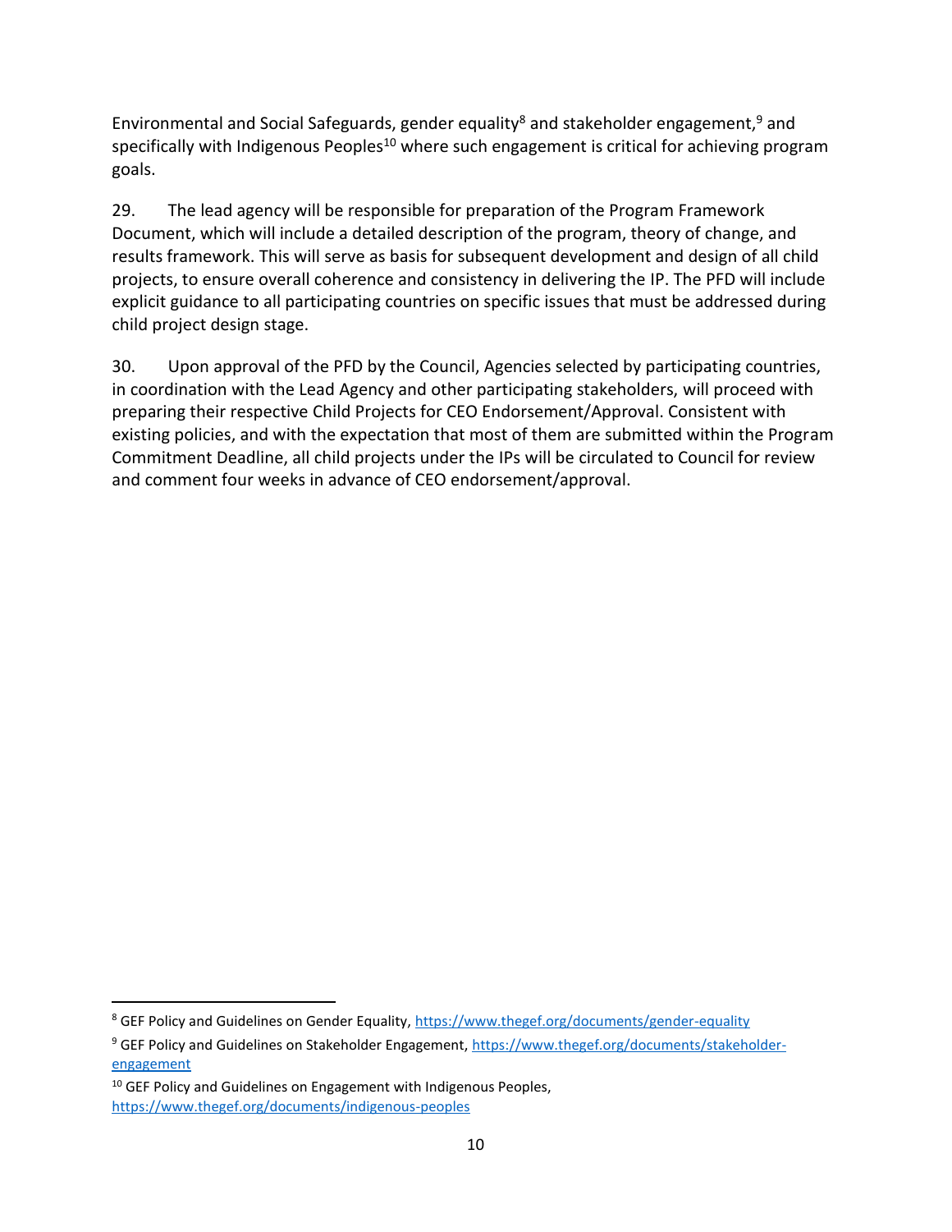Environmental and Social Safeguards, gender equality[8] and stakeholder engagement,[9] and specifically with Indigenous Peoples[10] where such engagement is critical for achieving program goals.

29. The lead agency will be responsible for preparation of the Program Framework Document, which will include a detailed description of the program, theory of change, and results framework. This will serve as basis for subsequent development and design of all child projects, to ensure overall coherence and consistency in delivering the IP. The PFD will include explicit guidance to all participating countries on specific issues that must be addressed during child project design stage.

30. Upon approval of the PFD by the Council, Agencies selected by participating countries, in coordination with the Lead Agency and other participating stakeholders, will proceed with preparing their respective Child Projects for CEO Endorsement/Approval. Consistent with existing policies, and with the expectation that most of them are submitted within the Program Commitment Deadline, all child projects under the IPs will be circulated to Council for review and comment four weeks in advance of CEO endorsement/approval.

---

[8] GEF Policy and Guidelines on Gender Equality, [https://www.thegef.org/documents/gender-equality](https://www.thegef.org/documents/gender-equality)

[9] GEF Policy and Guidelines on Stakeholder Engagement, [https://www.thegef.org/documents/stakeholder-engagement](https://www.thegef.org/documents/stakeholder-engagement)

[10] GEF Policy and Guidelines on Engagement with Indigenous Peoples, [https://www.thegef.org/documents/indigenous-peoples](https://www.thegef.org/documents/indigenous-peoples)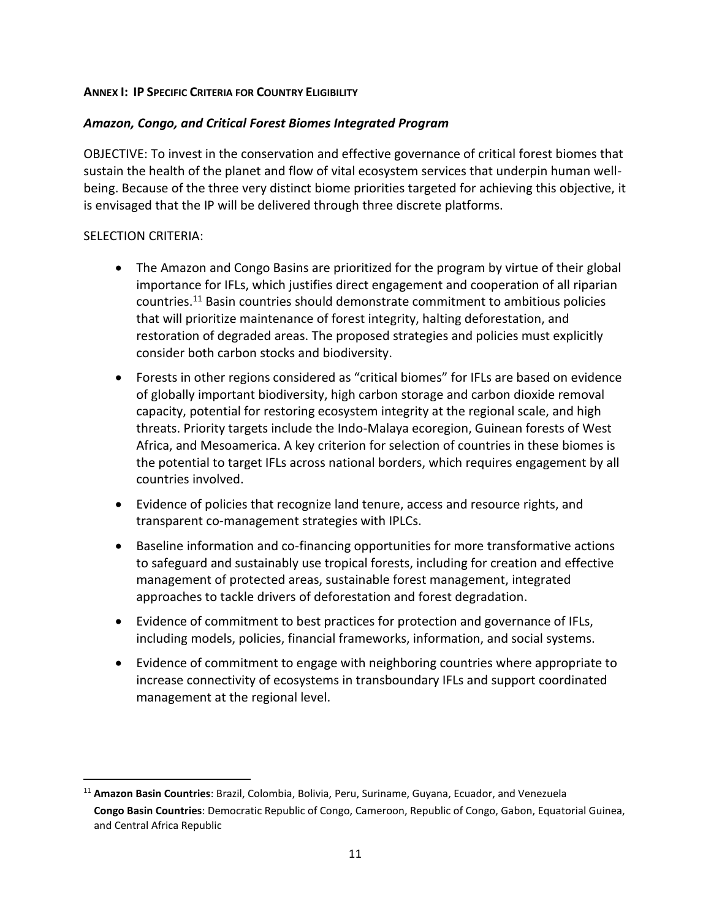## **Annex I: IP Specific Criteria for Country Eligibility**

### ***Amazon, Congo, and Critical Forest Biomes Integrated Program***

OBJECTIVE: To invest in the conservation and effective governance of critical forest biomes that sustain the health of the planet and flow of vital ecosystem services that underpin human well-being. Because of the three very distinct biome priorities targeted for achieving this objective, it is envisaged that the IP will be delivered through three discrete platforms.

SELECTION CRITERIA:

- The Amazon and Congo Basins are prioritized for the program by virtue of their global importance for IFLs, which justifies direct engagement and cooperation of all riparian countries.[11] Basin countries should demonstrate commitment to ambitious policies that will prioritize maintenance of forest integrity, halting deforestation, and restoration of degraded areas. The proposed strategies and policies must explicitly consider both carbon stocks and biodiversity.
- Forests in other regions considered as "critical biomes" for IFLs are based on evidence of globally important biodiversity, high carbon storage and carbon dioxide removal capacity, potential for restoring ecosystem integrity at the regional scale, and high threats. Priority targets include the Indo-Malaya ecoregion, Guinean forests of West Africa, and Mesoamerica. A key criterion for selection of countries in these biomes is the potential to target IFLs across national borders, which requires engagement by all countries involved.
- Evidence of policies that recognize land tenure, access and resource rights, and transparent co-management strategies with IPLCs.
- Baseline information and co-financing opportunities for more transformative actions to safeguard and sustainably use tropical forests, including for creation and effective management of protected areas, sustainable forest management, integrated approaches to tackle drivers of deforestation and forest degradation.
- Evidence of commitment to best practices for protection and governance of IFLs, including models, policies, financial frameworks, information, and social systems.
- Evidence of commitment to engage with neighboring countries where appropriate to increase connectivity of ecosystems in transboundary IFLs and support coordinated management at the regional level.

---

[11] **Amazon Basin Countries**: Brazil, Colombia, Bolivia, Peru, Suriname, Guyana, Ecuador, and Venezuela
**Congo Basin Countries**: Democratic Republic of Congo, Cameroon, Republic of Congo, Gabon, Equatorial Guinea, and Central Africa Republic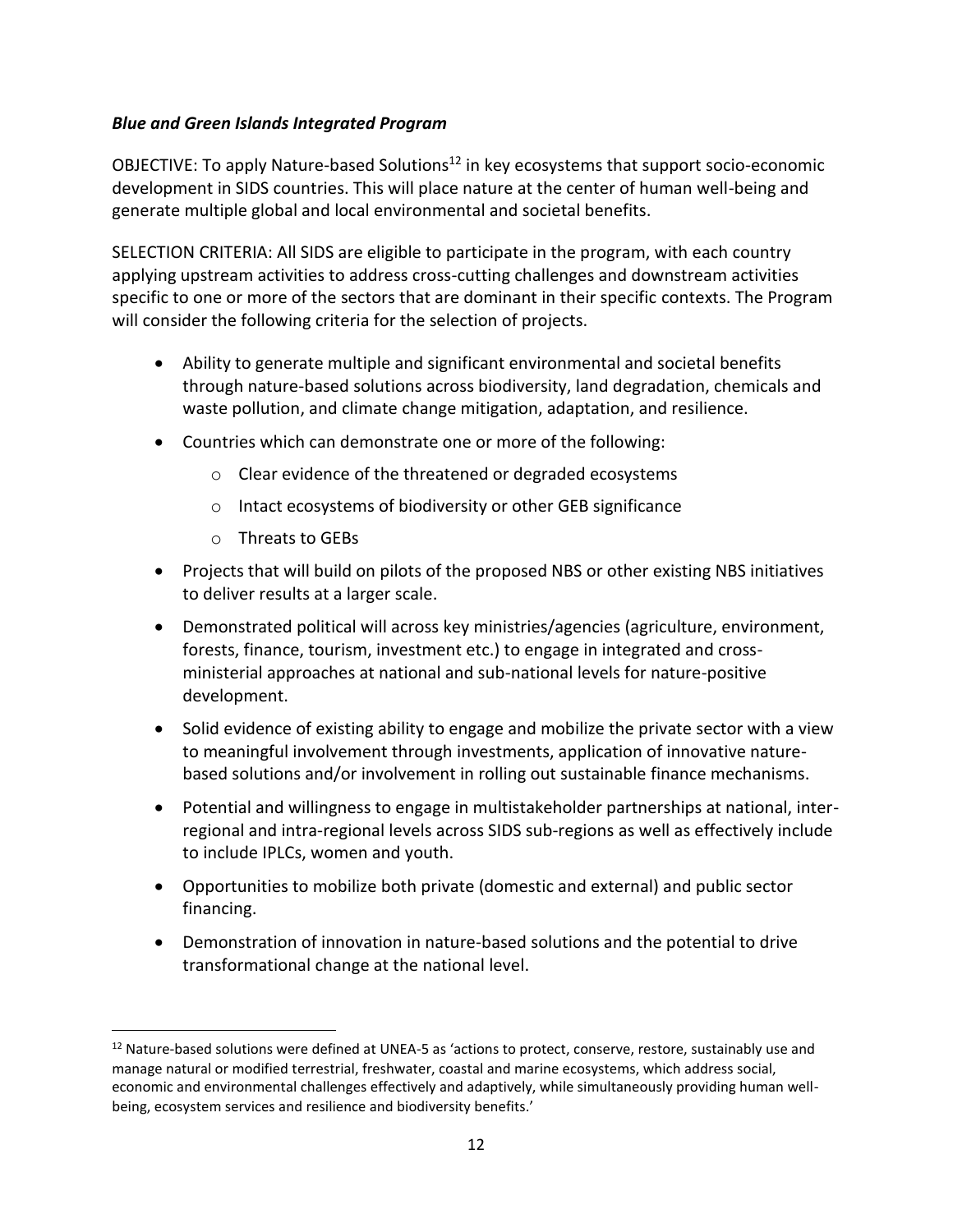***Blue and Green Islands Integrated Program***

OBJECTIVE: To apply Nature-based Solutions[12] in key ecosystems that support socio-economic development in SIDS countries. This will place nature at the center of human well-being and generate multiple global and local environmental and societal benefits.

SELECTION CRITERIA: All SIDS are eligible to participate in the program, with each country applying upstream activities to address cross-cutting challenges and downstream activities specific to one or more of the sectors that are dominant in their specific contexts. The Program will consider the following criteria for the selection of projects.

- Ability to generate multiple and significant environmental and societal benefits through nature-based solutions across biodiversity, land degradation, chemicals and waste pollution, and climate change mitigation, adaptation, and resilience.
- Countries which can demonstrate one or more of the following:
  - Clear evidence of the threatened or degraded ecosystems
  - Intact ecosystems of biodiversity or other GEB significance
  - Threats to GEBs
- Projects that will build on pilots of the proposed NBS or other existing NBS initiatives to deliver results at a larger scale.
- Demonstrated political will across key ministries/agencies (agriculture, environment, forests, finance, tourism, investment etc.) to engage in integrated and cross-ministerial approaches at national and sub-national levels for nature-positive development.
- Solid evidence of existing ability to engage and mobilize the private sector with a view to meaningful involvement through investments, application of innovative nature-based solutions and/or involvement in rolling out sustainable finance mechanisms.
- Potential and willingness to engage in multistakeholder partnerships at national, inter-regional and intra-regional levels across SIDS sub-regions as well as effectively include to include IPLCs, women and youth.
- Opportunities to mobilize both private (domestic and external) and public sector financing.
- Demonstration of innovation in nature-based solutions and the potential to drive transformational change at the national level.

[12] Nature-based solutions were defined at UNEA-5 as 'actions to protect, conserve, restore, sustainably use and manage natural or modified terrestrial, freshwater, coastal and marine ecosystems, which address social, economic and environmental challenges effectively and adaptively, while simultaneously providing human well-being, ecosystem services and resilience and biodiversity benefits.'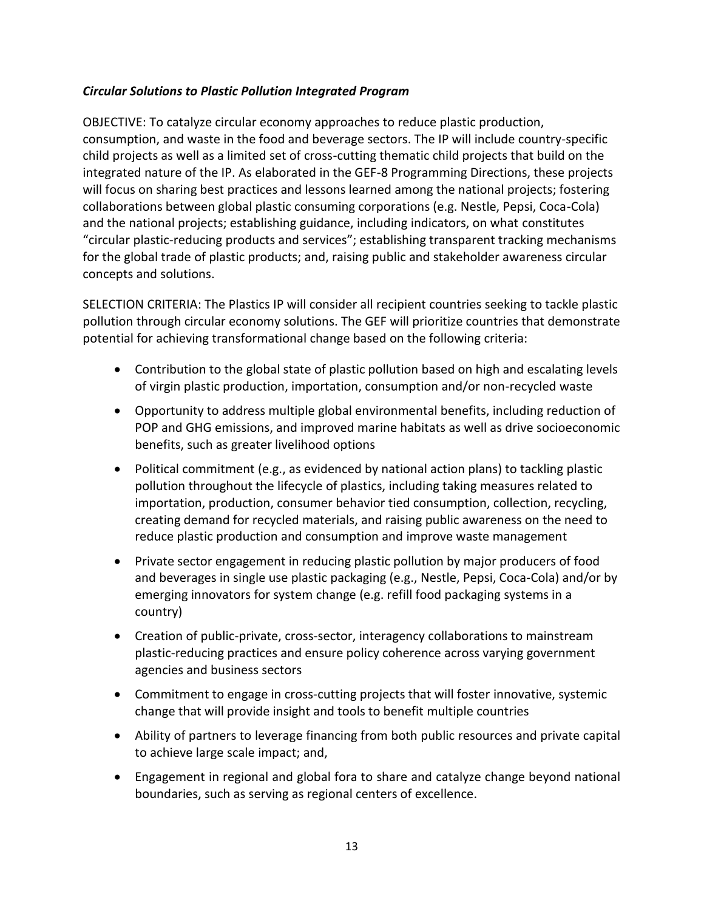***Circular Solutions to Plastic Pollution Integrated Program***

OBJECTIVE: To catalyze circular economy approaches to reduce plastic production, consumption, and waste in the food and beverage sectors. The IP will include country-specific child projects as well as a limited set of cross-cutting thematic child projects that build on the integrated nature of the IP. As elaborated in the GEF-8 Programming Directions, these projects will focus on sharing best practices and lessons learned among the national projects; fostering collaborations between global plastic consuming corporations (e.g. Nestle, Pepsi, Coca-Cola) and the national projects; establishing guidance, including indicators, on what constitutes "circular plastic-reducing products and services"; establishing transparent tracking mechanisms for the global trade of plastic products; and, raising public and stakeholder awareness circular concepts and solutions.

SELECTION CRITERIA: The Plastics IP will consider all recipient countries seeking to tackle plastic pollution through circular economy solutions. The GEF will prioritize countries that demonstrate potential for achieving transformational change based on the following criteria:

- Contribution to the global state of plastic pollution based on high and escalating levels of virgin plastic production, importation, consumption and/or non-recycled waste
- Opportunity to address multiple global environmental benefits, including reduction of POP and GHG emissions, and improved marine habitats as well as drive socioeconomic benefits, such as greater livelihood options
- Political commitment (e.g., as evidenced by national action plans) to tackling plastic pollution throughout the lifecycle of plastics, including taking measures related to importation, production, consumer behavior tied consumption, collection, recycling, creating demand for recycled materials, and raising public awareness on the need to reduce plastic production and consumption and improve waste management
- Private sector engagement in reducing plastic pollution by major producers of food and beverages in single use plastic packaging (e.g., Nestle, Pepsi, Coca-Cola) and/or by emerging innovators for system change (e.g. refill food packaging systems in a country)
- Creation of public-private, cross-sector, interagency collaborations to mainstream plastic-reducing practices and ensure policy coherence across varying government agencies and business sectors
- Commitment to engage in cross-cutting projects that will foster innovative, systemic change that will provide insight and tools to benefit multiple countries
- Ability of partners to leverage financing from both public resources and private capital to achieve large scale impact; and,
- Engagement in regional and global fora to share and catalyze change beyond national boundaries, such as serving as regional centers of excellence.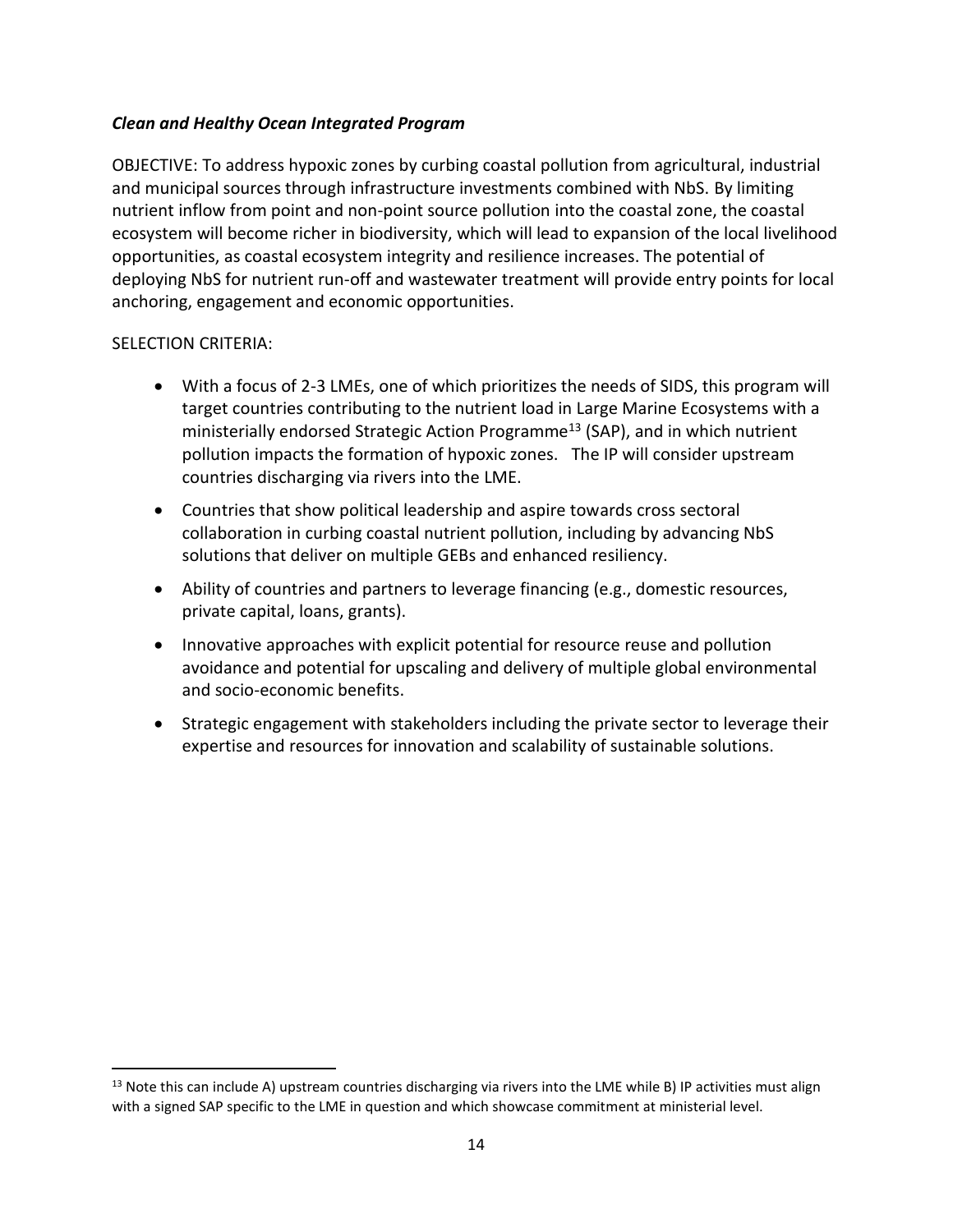***Clean and Healthy Ocean Integrated Program***

OBJECTIVE: To address hypoxic zones by curbing coastal pollution from agricultural, industrial and municipal sources through infrastructure investments combined with NbS. By limiting nutrient inflow from point and non-point source pollution into the coastal zone, the coastal ecosystem will become richer in biodiversity, which will lead to expansion of the local livelihood opportunities, as coastal ecosystem integrity and resilience increases. The potential of deploying NbS for nutrient run-off and wastewater treatment will provide entry points for local anchoring, engagement and economic opportunities.

SELECTION CRITERIA:

- With a focus of 2-3 LMEs, one of which prioritizes the needs of SIDS, this program will target countries contributing to the nutrient load in Large Marine Ecosystems with a ministerially endorsed Strategic Action Programme[13] (SAP), and in which nutrient pollution impacts the formation of hypoxic zones. The IP will consider upstream countries discharging via rivers into the LME.
- Countries that show political leadership and aspire towards cross sectoral collaboration in curbing coastal nutrient pollution, including by advancing NbS solutions that deliver on multiple GEBs and enhanced resiliency.
- Ability of countries and partners to leverage financing (e.g., domestic resources, private capital, loans, grants).
- Innovative approaches with explicit potential for resource reuse and pollution avoidance and potential for upscaling and delivery of multiple global environmental and socio-economic benefits.
- Strategic engagement with stakeholders including the private sector to leverage their expertise and resources for innovation and scalability of sustainable solutions.

[13] Note this can include A) upstream countries discharging via rivers into the LME while B) IP activities must align with a signed SAP specific to the LME in question and which showcase commitment at ministerial level.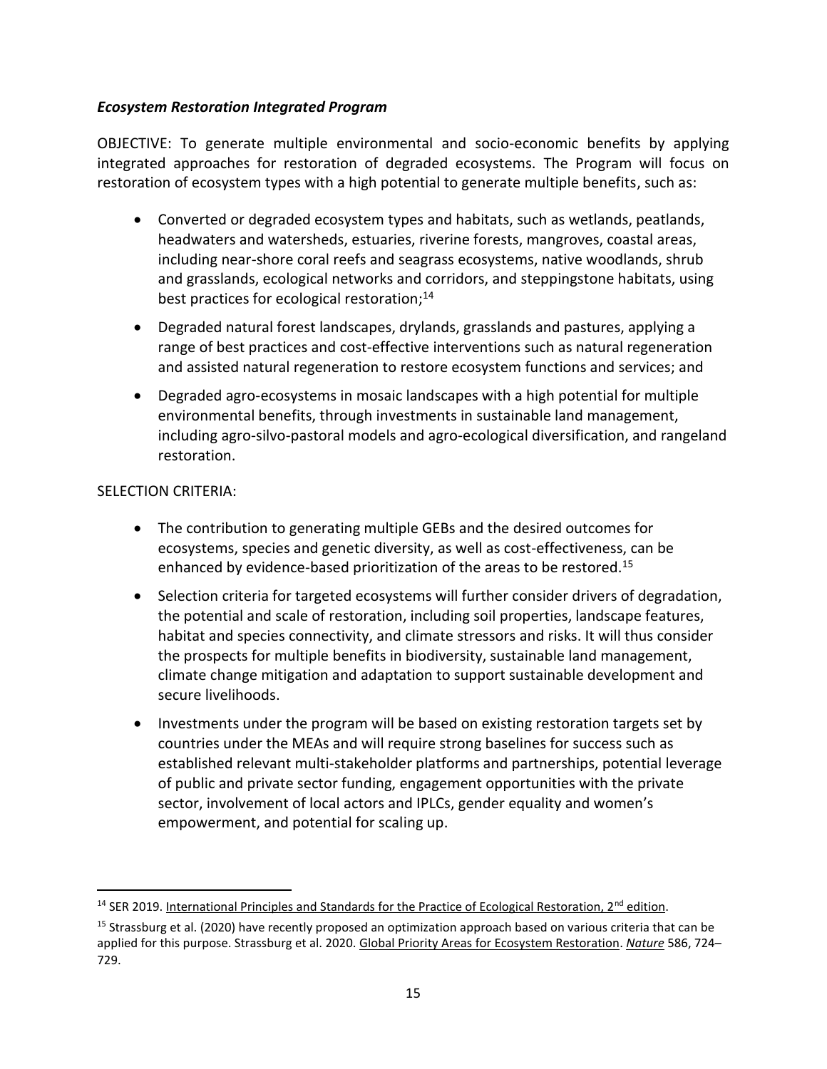### *Ecosystem Restoration Integrated Program*

OBJECTIVE: To generate multiple environmental and socio-economic benefits by applying integrated approaches for restoration of degraded ecosystems. The Program will focus on restoration of ecosystem types with a high potential to generate multiple benefits, such as:

- Converted or degraded ecosystem types and habitats, such as wetlands, peatlands, headwaters and watersheds, estuaries, riverine forests, mangroves, coastal areas, including near-shore coral reefs and seagrass ecosystems, native woodlands, shrub and grasslands, ecological networks and corridors, and steppingstone habitats, using best practices for ecological restoration;[14]
- Degraded natural forest landscapes, drylands, grasslands and pastures, applying a range of best practices and cost-effective interventions such as natural regeneration and assisted natural regeneration to restore ecosystem functions and services; and
- Degraded agro-ecosystems in mosaic landscapes with a high potential for multiple environmental benefits, through investments in sustainable land management, including agro-silvo-pastoral models and agro-ecological diversification, and rangeland restoration.

SELECTION CRITERIA:

- The contribution to generating multiple GEBs and the desired outcomes for ecosystems, species and genetic diversity, as well as cost-effectiveness, can be enhanced by evidence-based prioritization of the areas to be restored.[15]
- Selection criteria for targeted ecosystems will further consider drivers of degradation, the potential and scale of restoration, including soil properties, landscape features, habitat and species connectivity, and climate stressors and risks. It will thus consider the prospects for multiple benefits in biodiversity, sustainable land management, climate change mitigation and adaptation to support sustainable development and secure livelihoods.
- Investments under the program will be based on existing restoration targets set by countries under the MEAs and will require strong baselines for success such as established relevant multi-stakeholder platforms and partnerships, potential leverage of public and private sector funding, engagement opportunities with the private sector, involvement of local actors and IPLCs, gender equality and women's empowerment, and potential for scaling up.

---

[14] SER 2019. International Principles and Standards for the Practice of Ecological Restoration, 2nd edition.

[15] Strassburg et al. (2020) have recently proposed an optimization approach based on various criteria that can be applied for this purpose. Strassburg et al. 2020. Global Priority Areas for Ecosystem Restoration. *Nature* 586, 724–729.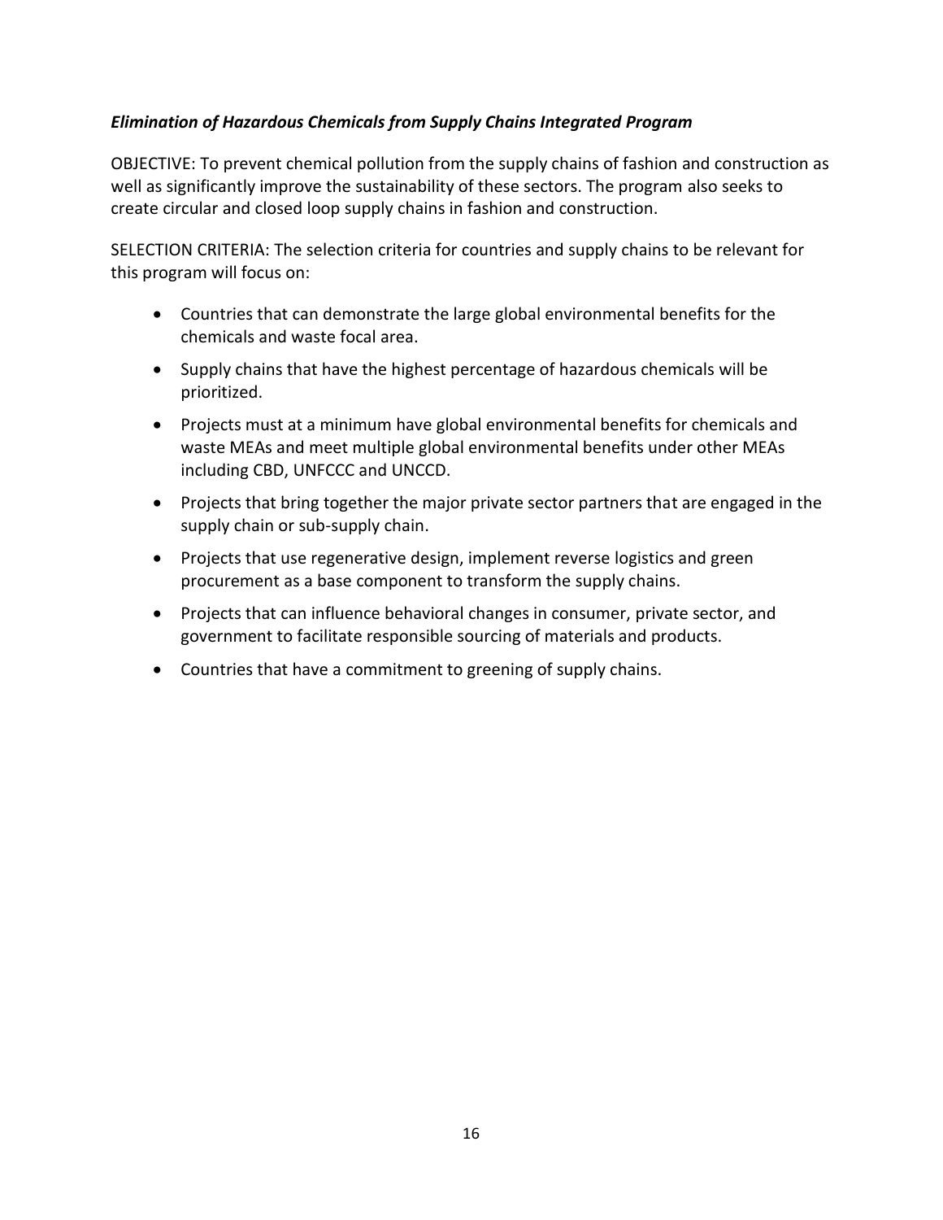***Elimination of Hazardous Chemicals from Supply Chains Integrated Program***

OBJECTIVE: To prevent chemical pollution from the supply chains of fashion and construction as well as significantly improve the sustainability of these sectors. The program also seeks to create circular and closed loop supply chains in fashion and construction.

SELECTION CRITERIA: The selection criteria for countries and supply chains to be relevant for this program will focus on:

- Countries that can demonstrate the large global environmental benefits for the chemicals and waste focal area.
- Supply chains that have the highest percentage of hazardous chemicals will be prioritized.
- Projects must at a minimum have global environmental benefits for chemicals and waste MEAs and meet multiple global environmental benefits under other MEAs including CBD, UNFCCC and UNCCD.
- Projects that bring together the major private sector partners that are engaged in the supply chain or sub-supply chain.
- Projects that use regenerative design, implement reverse logistics and green procurement as a base component to transform the supply chains.
- Projects that can influence behavioral changes in consumer, private sector, and government to facilitate responsible sourcing of materials and products.
- Countries that have a commitment to greening of supply chains.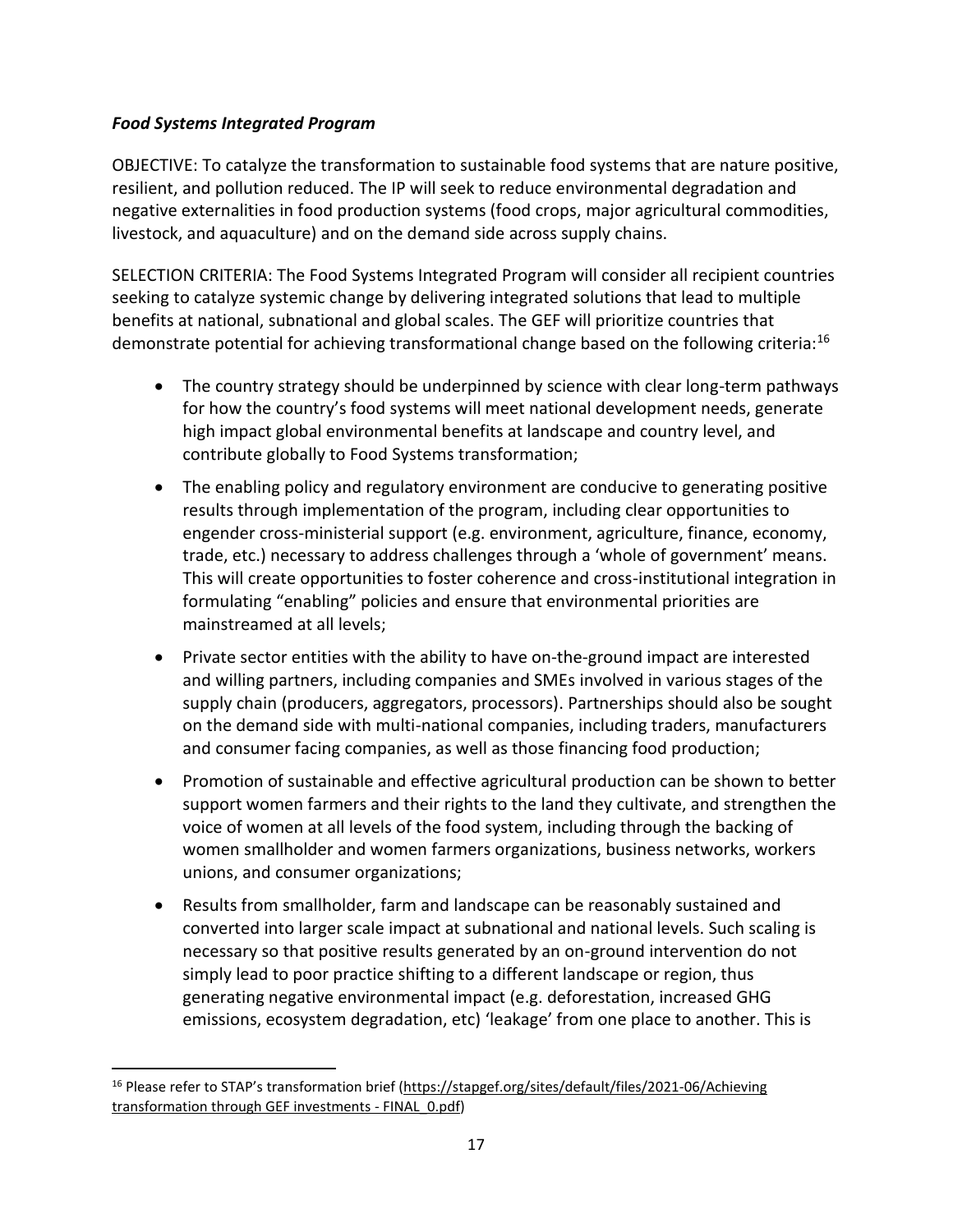### ***Food Systems Integrated Program***

OBJECTIVE: To catalyze the transformation to sustainable food systems that are nature positive, resilient, and pollution reduced. The IP will seek to reduce environmental degradation and negative externalities in food production systems (food crops, major agricultural commodities, livestock, and aquaculture) and on the demand side across supply chains.

SELECTION CRITERIA: The Food Systems Integrated Program will consider all recipient countries seeking to catalyze systemic change by delivering integrated solutions that lead to multiple benefits at national, subnational and global scales. The GEF will prioritize countries that demonstrate potential for achieving transformational change based on the following criteria:[16]

- The country strategy should be underpinned by science with clear long-term pathways for how the country's food systems will meet national development needs, generate high impact global environmental benefits at landscape and country level, and contribute globally to Food Systems transformation;
- The enabling policy and regulatory environment are conducive to generating positive results through implementation of the program, including clear opportunities to engender cross-ministerial support (e.g. environment, agriculture, finance, economy, trade, etc.) necessary to address challenges through a 'whole of government' means. This will create opportunities to foster coherence and cross-institutional integration in formulating "enabling" policies and ensure that environmental priorities are mainstreamed at all levels;
- Private sector entities with the ability to have on-the-ground impact are interested and willing partners, including companies and SMEs involved in various stages of the supply chain (producers, aggregators, processors). Partnerships should also be sought on the demand side with multi-national companies, including traders, manufacturers and consumer facing companies, as well as those financing food production;
- Promotion of sustainable and effective agricultural production can be shown to better support women farmers and their rights to the land they cultivate, and strengthen the voice of women at all levels of the food system, including through the backing of women smallholder and women farmers organizations, business networks, workers unions, and consumer organizations;
- Results from smallholder, farm and landscape can be reasonably sustained and converted into larger scale impact at subnational and national levels. Such scaling is necessary so that positive results generated by an on-ground intervention do not simply lead to poor practice shifting to a different landscape or region, thus generating negative environmental impact (e.g. deforestation, increased GHG emissions, ecosystem degradation, etc) 'leakage' from one place to another. This is

---

[16] Please refer to STAP's transformation brief (https://stapgef.org/sites/default/files/2021-06/Achieving transformation through GEF investments - FINAL_0.pdf)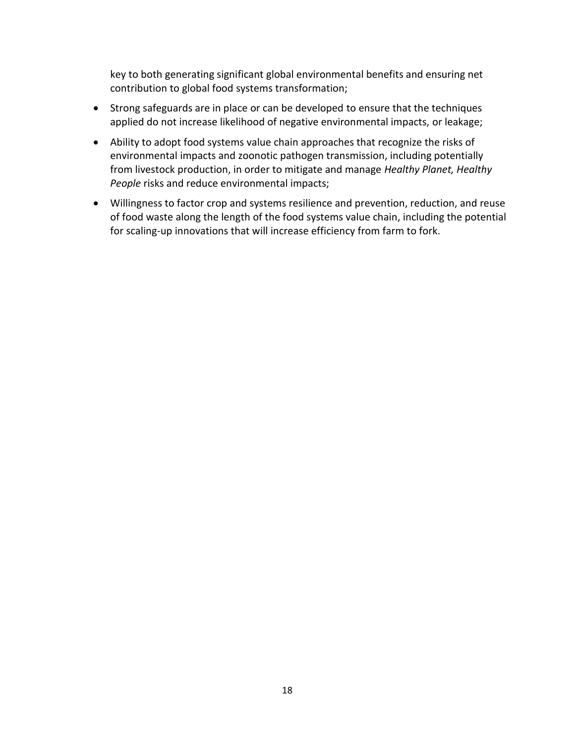key to both generating significant global environmental benefits and ensuring net contribution to global food systems transformation;

- Strong safeguards are in place or can be developed to ensure that the techniques applied do not increase likelihood of negative environmental impacts, or leakage;
- Ability to adopt food systems value chain approaches that recognize the risks of environmental impacts and zoonotic pathogen transmission, including potentially from livestock production, in order to mitigate and manage *Healthy Planet, Healthy People* risks and reduce environmental impacts;
- Willingness to factor crop and systems resilience and prevention, reduction, and reuse of food waste along the length of the food systems value chain, including the potential for scaling-up innovations that will increase efficiency from farm to fork.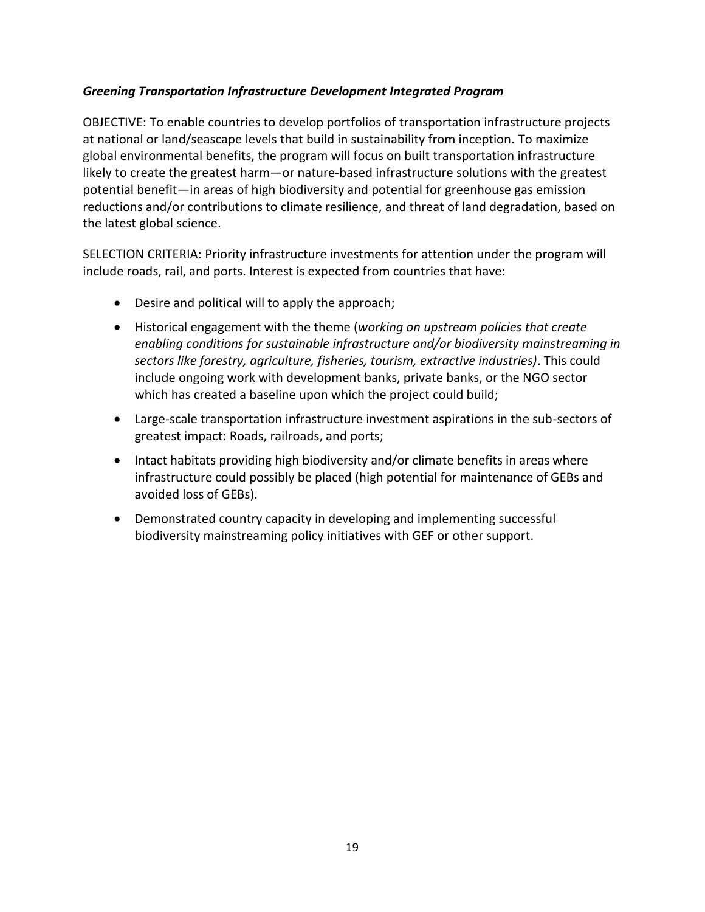***Greening Transportation Infrastructure Development Integrated Program***

OBJECTIVE: To enable countries to develop portfolios of transportation infrastructure projects at national or land/seascape levels that build in sustainability from inception. To maximize global environmental benefits, the program will focus on built transportation infrastructure likely to create the greatest harm—or nature-based infrastructure solutions with the greatest potential benefit—in areas of high biodiversity and potential for greenhouse gas emission reductions and/or contributions to climate resilience, and threat of land degradation, based on the latest global science.

SELECTION CRITERIA: Priority infrastructure investments for attention under the program will include roads, rail, and ports. Interest is expected from countries that have:

- Desire and political will to apply the approach;
- Historical engagement with the theme (*working on upstream policies that create enabling conditions for sustainable infrastructure and/or biodiversity mainstreaming in sectors like forestry, agriculture, fisheries, tourism, extractive industries)*. This could include ongoing work with development banks, private banks, or the NGO sector which has created a baseline upon which the project could build;
- Large-scale transportation infrastructure investment aspirations in the sub-sectors of greatest impact: Roads, railroads, and ports;
- Intact habitats providing high biodiversity and/or climate benefits in areas where infrastructure could possibly be placed (high potential for maintenance of GEBs and avoided loss of GEBs).
- Demonstrated country capacity in developing and implementing successful biodiversity mainstreaming policy initiatives with GEF or other support.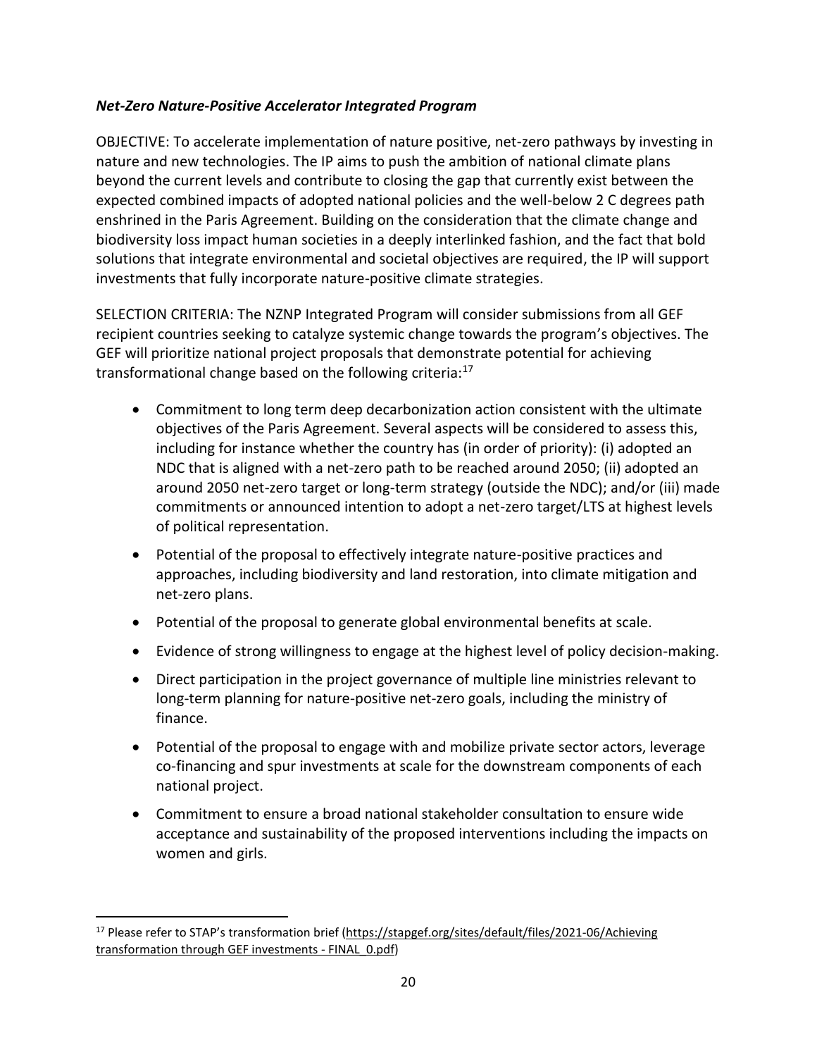***Net-Zero Nature-Positive Accelerator Integrated Program***

OBJECTIVE: To accelerate implementation of nature positive, net-zero pathways by investing in nature and new technologies. The IP aims to push the ambition of national climate plans beyond the current levels and contribute to closing the gap that currently exist between the expected combined impacts of adopted national policies and the well-below 2 C degrees path enshrined in the Paris Agreement. Building on the consideration that the climate change and biodiversity loss impact human societies in a deeply interlinked fashion, and the fact that bold solutions that integrate environmental and societal objectives are required, the IP will support investments that fully incorporate nature-positive climate strategies.

SELECTION CRITERIA: The NZNP Integrated Program will consider submissions from all GEF recipient countries seeking to catalyze systemic change towards the program's objectives. The GEF will prioritize national project proposals that demonstrate potential for achieving transformational change based on the following criteria:[17]

- Commitment to long term deep decarbonization action consistent with the ultimate objectives of the Paris Agreement. Several aspects will be considered to assess this, including for instance whether the country has (in order of priority): (i) adopted an NDC that is aligned with a net-zero path to be reached around 2050; (ii) adopted an around 2050 net-zero target or long-term strategy (outside the NDC); and/or (iii) made commitments or announced intention to adopt a net-zero target/LTS at highest levels of political representation.
- Potential of the proposal to effectively integrate nature-positive practices and approaches, including biodiversity and land restoration, into climate mitigation and net-zero plans.
- Potential of the proposal to generate global environmental benefits at scale.
- Evidence of strong willingness to engage at the highest level of policy decision-making.
- Direct participation in the project governance of multiple line ministries relevant to long-term planning for nature-positive net-zero goals, including the ministry of finance.
- Potential of the proposal to engage with and mobilize private sector actors, leverage co-financing and spur investments at scale for the downstream components of each national project.
- Commitment to ensure a broad national stakeholder consultation to ensure wide acceptance and sustainability of the proposed interventions including the impacts on women and girls.

---

[17] Please refer to STAP's transformation brief (https://stapgef.org/sites/default/files/2021-06/Achieving transformation through GEF investments - FINAL_0.pdf)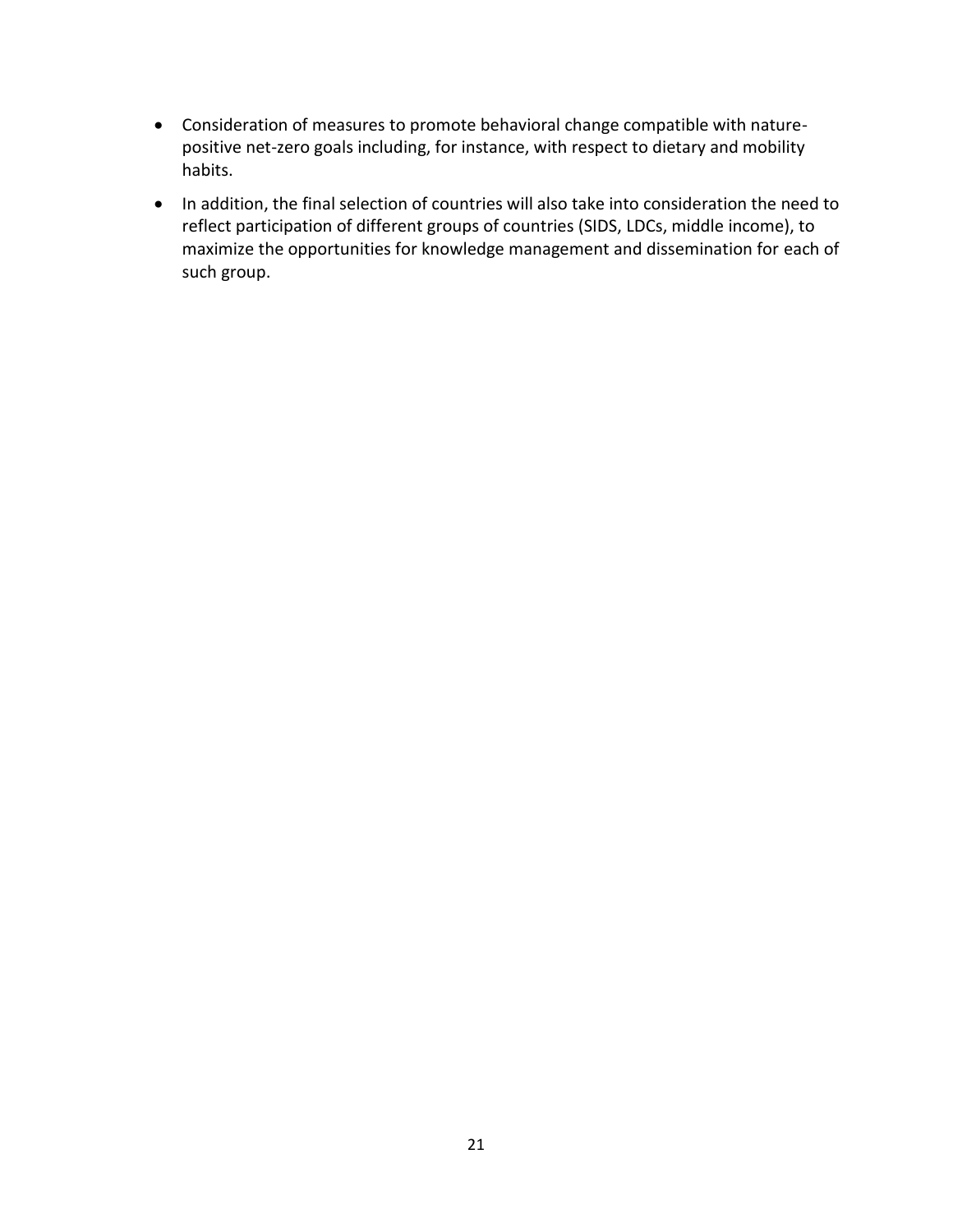- Consideration of measures to promote behavioral change compatible with nature-positive net-zero goals including, for instance, with respect to dietary and mobility habits.
- In addition, the final selection of countries will also take into consideration the need to reflect participation of different groups of countries (SIDS, LDCs, middle income), to maximize the opportunities for knowledge management and dissemination for each of such group.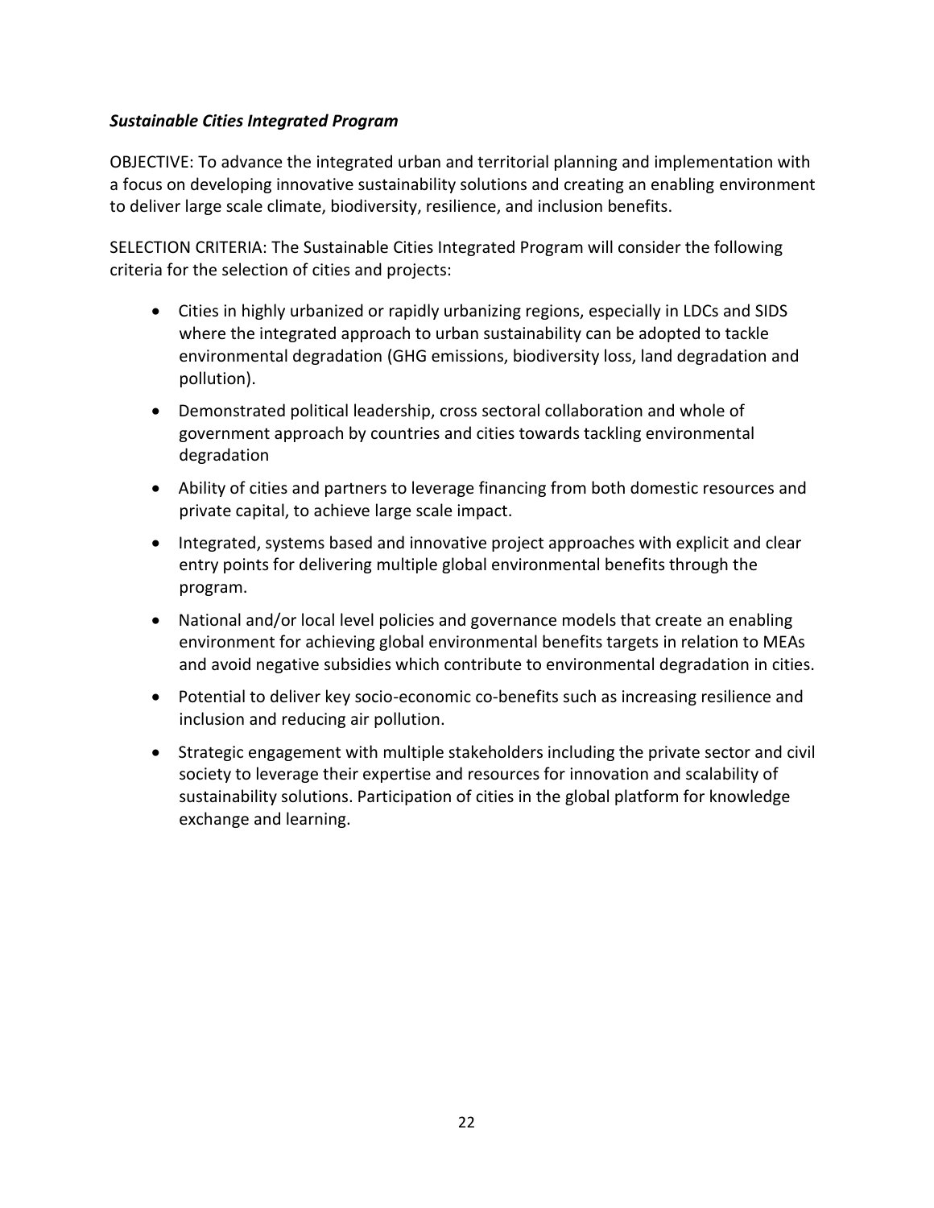***Sustainable Cities Integrated Program***

OBJECTIVE: To advance the integrated urban and territorial planning and implementation with a focus on developing innovative sustainability solutions and creating an enabling environment to deliver large scale climate, biodiversity, resilience, and inclusion benefits.

SELECTION CRITERIA: The Sustainable Cities Integrated Program will consider the following criteria for the selection of cities and projects:

- Cities in highly urbanized or rapidly urbanizing regions, especially in LDCs and SIDS where the integrated approach to urban sustainability can be adopted to tackle environmental degradation (GHG emissions, biodiversity loss, land degradation and pollution).
- Demonstrated political leadership, cross sectoral collaboration and whole of government approach by countries and cities towards tackling environmental degradation
- Ability of cities and partners to leverage financing from both domestic resources and private capital, to achieve large scale impact.
- Integrated, systems based and innovative project approaches with explicit and clear entry points for delivering multiple global environmental benefits through the program.
- National and/or local level policies and governance models that create an enabling environment for achieving global environmental benefits targets in relation to MEAs and avoid negative subsidies which contribute to environmental degradation in cities.
- Potential to deliver key socio-economic co-benefits such as increasing resilience and inclusion and reducing air pollution.
- Strategic engagement with multiple stakeholders including the private sector and civil society to leverage their expertise and resources for innovation and scalability of sustainability solutions. Participation of cities in the global platform for knowledge exchange and learning.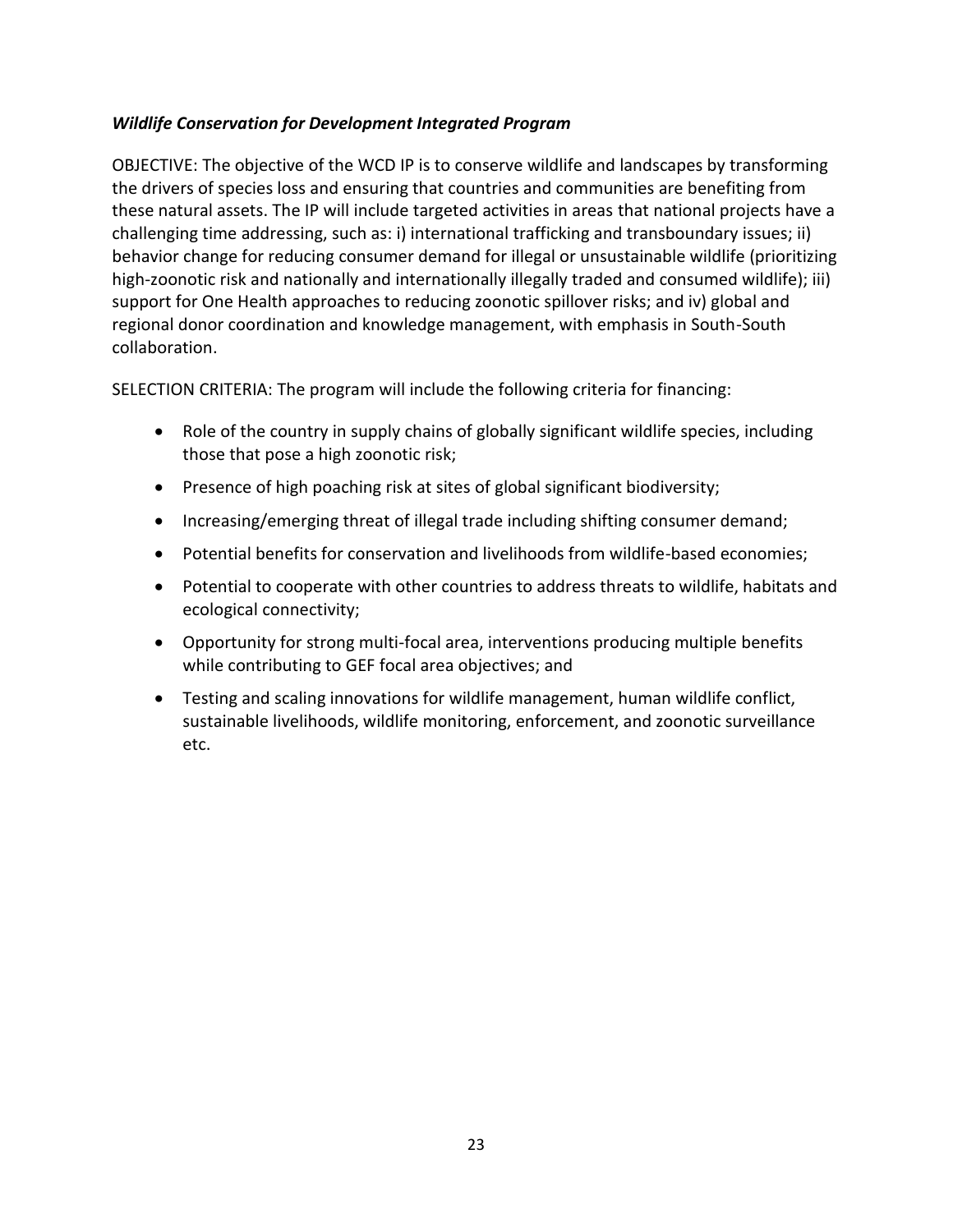***Wildlife Conservation for Development Integrated Program***

OBJECTIVE: The objective of the WCD IP is to conserve wildlife and landscapes by transforming the drivers of species loss and ensuring that countries and communities are benefiting from these natural assets. The IP will include targeted activities in areas that national projects have a challenging time addressing, such as: i) international trafficking and transboundary issues; ii) behavior change for reducing consumer demand for illegal or unsustainable wildlife (prioritizing high-zoonotic risk and nationally and internationally illegally traded and consumed wildlife); iii) support for One Health approaches to reducing zoonotic spillover risks; and iv) global and regional donor coordination and knowledge management, with emphasis in South-South collaboration.

SELECTION CRITERIA: The program will include the following criteria for financing:

- Role of the country in supply chains of globally significant wildlife species, including those that pose a high zoonotic risk;
- Presence of high poaching risk at sites of global significant biodiversity;
- Increasing/emerging threat of illegal trade including shifting consumer demand;
- Potential benefits for conservation and livelihoods from wildlife-based economies;
- Potential to cooperate with other countries to address threats to wildlife, habitats and ecological connectivity;
- Opportunity for strong multi-focal area, interventions producing multiple benefits while contributing to GEF focal area objectives; and
- Testing and scaling innovations for wildlife management, human wildlife conflict, sustainable livelihoods, wildlife monitoring, enforcement, and zoonotic surveillance etc.